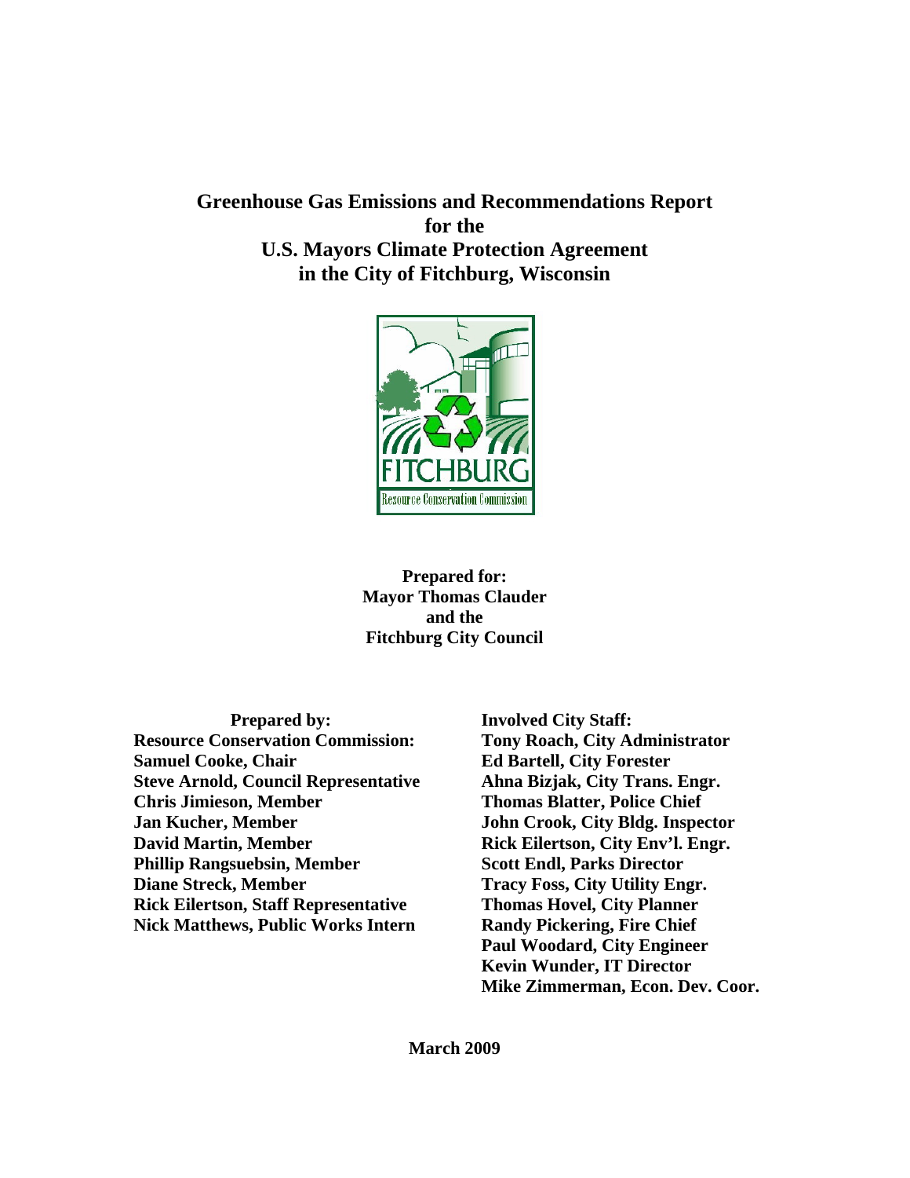# Greenhouse Gas Emissions and Recommendations Report for the U.S. Mayors Climate Protection Agreement in the City of Fitchburg, Wisconsin

**Prepared for:**
**Mayor Thomas Clauder**
**and the**
**Fitchburg City Council**

**Prepared by:**
**Resource Conservation Commission:**
**Samuel Cooke, Chair**
**Steve Arnold, Council Representative**
**Chris Jimieson, Member**
**Jan Kucher, Member**
**David Martin, Member**
**Phillip Rangsuebsin, Member**
**Diane Streck, Member**
**Rick Eilertson, Staff Representative**
**Nick Matthews, Public Works Intern**

**Involved City Staff:**
**Tony Roach, City Administrator**
**Ed Bartell, City Forester**
**Ahna Bizjak, City Trans. Engr.**
**Thomas Blatter, Police Chief**
**John Crook, City Bldg. Inspector**
**Rick Eilertson, City Env'l. Engr.**
**Scott Endl, Parks Director**
**Tracy Foss, City Utility Engr.**
**Thomas Hovel, City Planner**
**Randy Pickering, Fire Chief**
**Paul Woodard, City Engineer**
**Kevin Wunder, IT Director**
**Mike Zimmerman, Econ. Dev. Coor.**

**March 2009**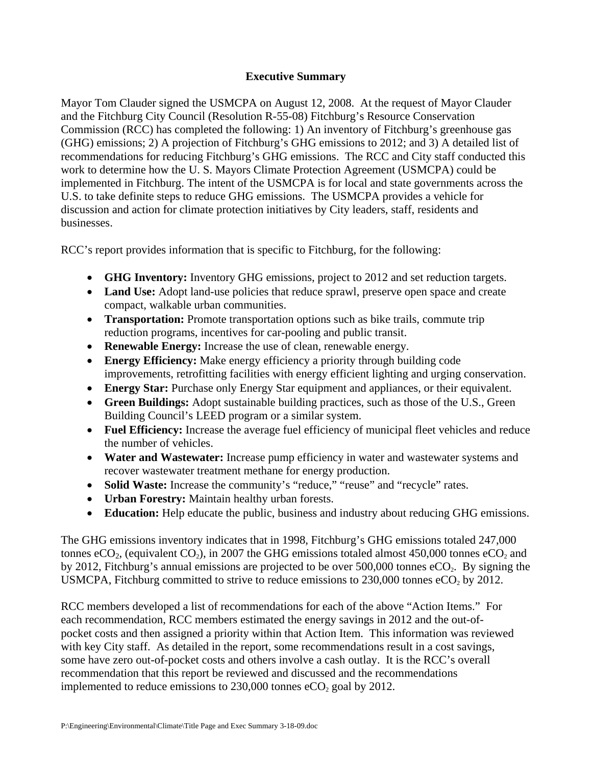## Executive Summary

Mayor Tom Clauder signed the USMCPA on August 12, 2008. At the request of Mayor Clauder and the Fitchburg City Council (Resolution R-55-08) Fitchburg's Resource Conservation Commission (RCC) has completed the following: 1) An inventory of Fitchburg's greenhouse gas (GHG) emissions; 2) A projection of Fitchburg's GHG emissions to 2012; and 3) A detailed list of recommendations for reducing Fitchburg's GHG emissions. The RCC and City staff conducted this work to determine how the U. S. Mayors Climate Protection Agreement (USMCPA) could be implemented in Fitchburg. The intent of the USMCPA is for local and state governments across the U.S. to take definite steps to reduce GHG emissions. The USMCPA provides a vehicle for discussion and action for climate protection initiatives by City leaders, staff, residents and businesses.

RCC's report provides information that is specific to Fitchburg, for the following:

- **GHG Inventory:** Inventory GHG emissions, project to 2012 and set reduction targets.
- **Land Use:** Adopt land-use policies that reduce sprawl, preserve open space and create compact, walkable urban communities.
- **Transportation:** Promote transportation options such as bike trails, commute trip reduction programs, incentives for car-pooling and public transit.
- **Renewable Energy:** Increase the use of clean, renewable energy.
- **Energy Efficiency:** Make energy efficiency a priority through building code improvements, retrofitting facilities with energy efficient lighting and urging conservation.
- **Energy Star:** Purchase only Energy Star equipment and appliances, or their equivalent.
- **Green Buildings:** Adopt sustainable building practices, such as those of the U.S., Green Building Council's LEED program or a similar system.
- **Fuel Efficiency:** Increase the average fuel efficiency of municipal fleet vehicles and reduce the number of vehicles.
- **Water and Wastewater:** Increase pump efficiency in water and wastewater systems and recover wastewater treatment methane for energy production.
- **Solid Waste:** Increase the community's "reduce," "reuse" and "recycle" rates.
- **Urban Forestry:** Maintain healthy urban forests.
- **Education:** Help educate the public, business and industry about reducing GHG emissions.

The GHG emissions inventory indicates that in 1998, Fitchburg's GHG emissions totaled 247,000 tonnes $eCO_2$, (equivalent $CO_2$), in 2007 the GHG emissions totaled almost 450,000 tonnes $eCO_2$ and by 2012, Fitchburg's annual emissions are projected to be over 500,000 tonnes $eCO_2$. By signing the USMCPA, Fitchburg committed to strive to reduce emissions to 230,000 tonnes $eCO_2$ by 2012.

RCC members developed a list of recommendations for each of the above "Action Items." For each recommendation, RCC members estimated the energy savings in 2012 and the out-of-pocket costs and then assigned a priority within that Action Item. This information was reviewed with key City staff. As detailed in the report, some recommendations result in a cost savings, some have zero out-of-pocket costs and others involve a cash outlay. It is the RCC's overall recommendation that this report be reviewed and discussed and the recommendations implemented to reduce emissions to 230,000 tonnes $eCO_2$ goal by 2012.

P:\Engineering\Environmental\Climate\Title Page and Exec Summary 3-18-09.doc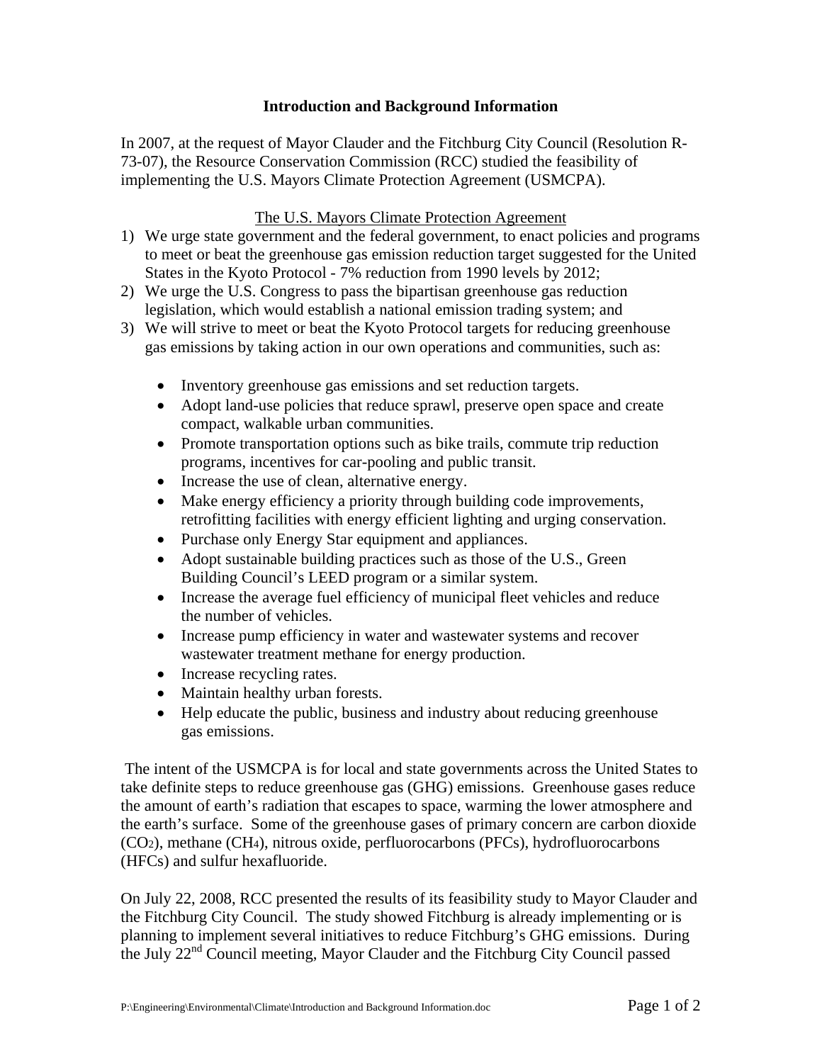## Introduction and Background Information

In 2007, at the request of Mayor Clauder and the Fitchburg City Council (Resolution R-73-07), the Resource Conservation Commission (RCC) studied the feasibility of implementing the U.S. Mayors Climate Protection Agreement (USMCPA).

<u>The U.S. Mayors Climate Protection Agreement</u>

1) We urge state government and the federal government, to enact policies and programs to meet or beat the greenhouse gas emission reduction target suggested for the United States in the Kyoto Protocol - 7% reduction from 1990 levels by 2012;
2) We urge the U.S. Congress to pass the bipartisan greenhouse gas reduction legislation, which would establish a national emission trading system; and
3) We will strive to meet or beat the Kyoto Protocol targets for reducing greenhouse gas emissions by taking action in our own operations and communities, such as:

   - Inventory greenhouse gas emissions and set reduction targets.
   - Adopt land-use policies that reduce sprawl, preserve open space and create compact, walkable urban communities.
   - Promote transportation options such as bike trails, commute trip reduction programs, incentives for car-pooling and public transit.
   - Increase the use of clean, alternative energy.
   - Make energy efficiency a priority through building code improvements, retrofitting facilities with energy efficient lighting and urging conservation.
   - Purchase only Energy Star equipment and appliances.
   - Adopt sustainable building practices such as those of the U.S., Green Building Council's LEED program or a similar system.
   - Increase the average fuel efficiency of municipal fleet vehicles and reduce the number of vehicles.
   - Increase pump efficiency in water and wastewater systems and recover wastewater treatment methane for energy production.
   - Increase recycling rates.
   - Maintain healthy urban forests.
   - Help educate the public, business and industry about reducing greenhouse gas emissions.

The intent of the USMCPA is for local and state governments across the United States to take definite steps to reduce greenhouse gas (GHG) emissions. Greenhouse gases reduce the amount of earth's radiation that escapes to space, warming the lower atmosphere and the earth's surface. Some of the greenhouse gases of primary concern are carbon dioxide ($CO_2$), methane ($CH_4$), nitrous oxide, perfluorocarbons (PFCs), hydrofluorocarbons (HFCs) and sulfur hexafluoride.

On July 22, 2008, RCC presented the results of its feasibility study to Mayor Clauder and the Fitchburg City Council. The study showed Fitchburg is already implementing or is planning to implement several initiatives to reduce Fitchburg's GHG emissions. During the July 22nd Council meeting, Mayor Clauder and the Fitchburg City Council passed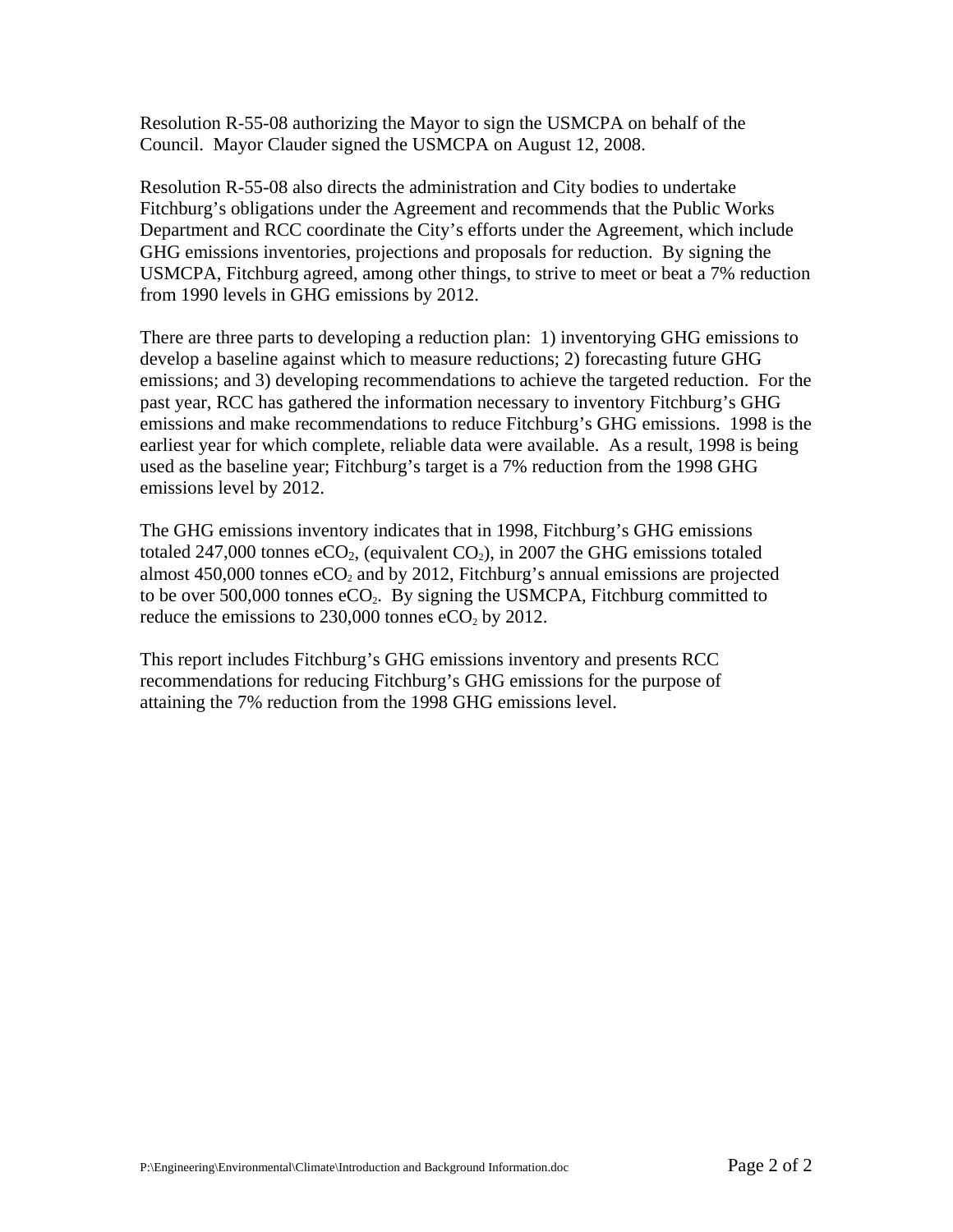Resolution R-55-08 authorizing the Mayor to sign the USMCPA on behalf of the Council. Mayor Clauder signed the USMCPA on August 12, 2008.

Resolution R-55-08 also directs the administration and City bodies to undertake Fitchburg's obligations under the Agreement and recommends that the Public Works Department and RCC coordinate the City's efforts under the Agreement, which include GHG emissions inventories, projections and proposals for reduction. By signing the USMCPA, Fitchburg agreed, among other things, to strive to meet or beat a 7% reduction from 1990 levels in GHG emissions by 2012.

There are three parts to developing a reduction plan: 1) inventorying GHG emissions to develop a baseline against which to measure reductions; 2) forecasting future GHG emissions; and 3) developing recommendations to achieve the targeted reduction. For the past year, RCC has gathered the information necessary to inventory Fitchburg's GHG emissions and make recommendations to reduce Fitchburg's GHG emissions. 1998 is the earliest year for which complete, reliable data were available. As a result, 1998 is being used as the baseline year; Fitchburg's target is a 7% reduction from the 1998 GHG emissions level by 2012.

The GHG emissions inventory indicates that in 1998, Fitchburg's GHG emissions totaled 247,000 tonnes $eCO_2$, (equivalent $CO_2$), in 2007 the GHG emissions totaled almost 450,000 tonnes $eCO_2$ and by 2012, Fitchburg's annual emissions are projected to be over 500,000 tonnes $eCO_2$. By signing the USMCPA, Fitchburg committed to reduce the emissions to 230,000 tonnes $eCO_2$ by 2012.

This report includes Fitchburg's GHG emissions inventory and presents RCC recommendations for reducing Fitchburg's GHG emissions for the purpose of attaining the 7% reduction from the 1998 GHG emissions level.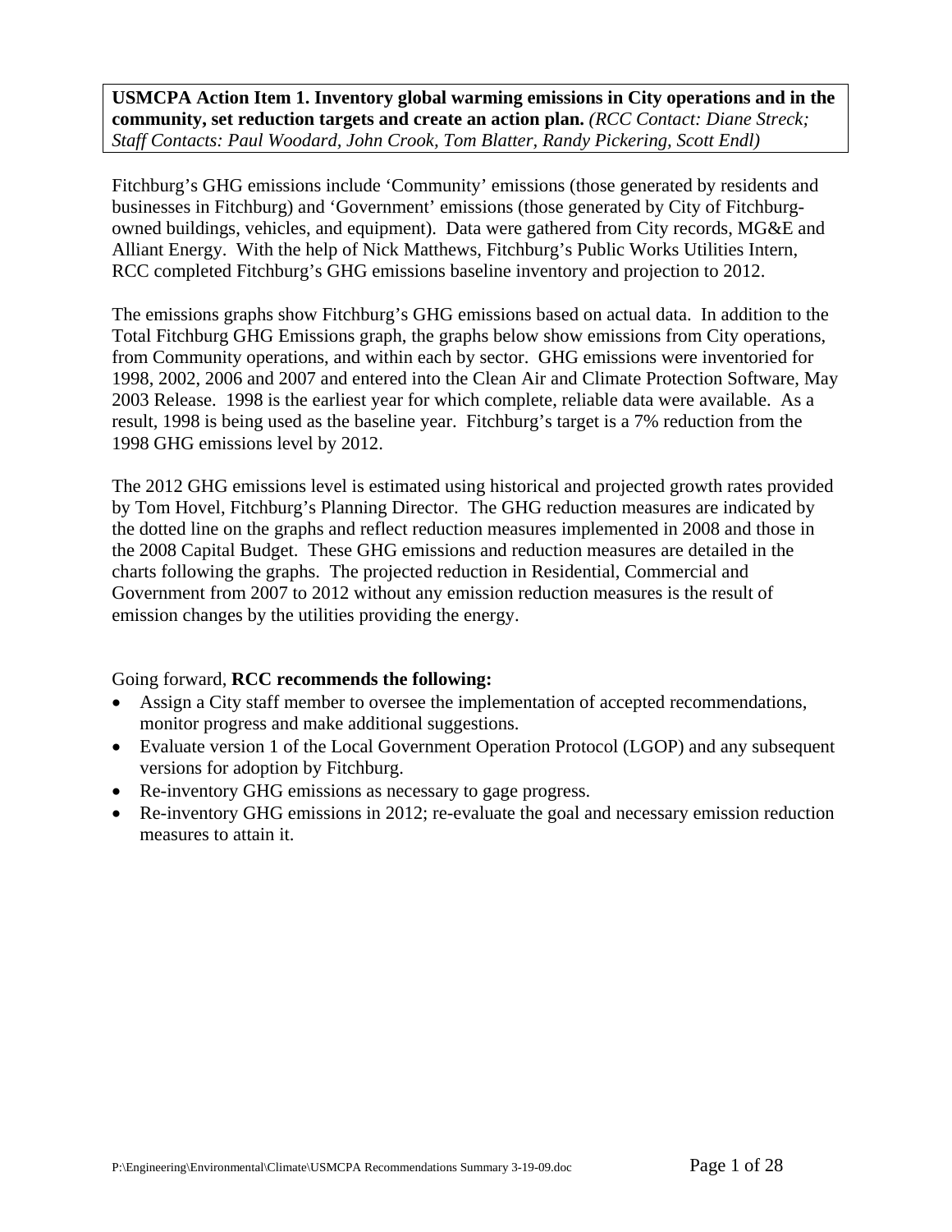**USMCPA Action Item 1. Inventory global warming emissions in City operations and in the community, set reduction targets and create an action plan.** *(RCC Contact: Diane Streck; Staff Contacts: Paul Woodard, John Crook, Tom Blatter, Randy Pickering, Scott Endl)*

Fitchburg's GHG emissions include 'Community' emissions (those generated by residents and businesses in Fitchburg) and 'Government' emissions (those generated by City of Fitchburg-owned buildings, vehicles, and equipment). Data were gathered from City records, MG&E and Alliant Energy. With the help of Nick Matthews, Fitchburg's Public Works Utilities Intern, RCC completed Fitchburg's GHG emissions baseline inventory and projection to 2012.

The emissions graphs show Fitchburg's GHG emissions based on actual data. In addition to the Total Fitchburg GHG Emissions graph, the graphs below show emissions from City operations, from Community operations, and within each by sector. GHG emissions were inventoried for 1998, 2002, 2006 and 2007 and entered into the Clean Air and Climate Protection Software, May 2003 Release. 1998 is the earliest year for which complete, reliable data were available. As a result, 1998 is being used as the baseline year. Fitchburg's target is a 7% reduction from the 1998 GHG emissions level by 2012.

The 2012 GHG emissions level is estimated using historical and projected growth rates provided by Tom Hovel, Fitchburg's Planning Director. The GHG reduction measures are indicated by the dotted line on the graphs and reflect reduction measures implemented in 2008 and those in the 2008 Capital Budget. These GHG emissions and reduction measures are detailed in the charts following the graphs. The projected reduction in Residential, Commercial and Government from 2007 to 2012 without any emission reduction measures is the result of emission changes by the utilities providing the energy.

Going forward, **RCC recommends the following:**

- Assign a City staff member to oversee the implementation of accepted recommendations, monitor progress and make additional suggestions.
- Evaluate version 1 of the Local Government Operation Protocol (LGOP) and any subsequent versions for adoption by Fitchburg.
- Re-inventory GHG emissions as necessary to gage progress.
- Re-inventory GHG emissions in 2012; re-evaluate the goal and necessary emission reduction measures to attain it.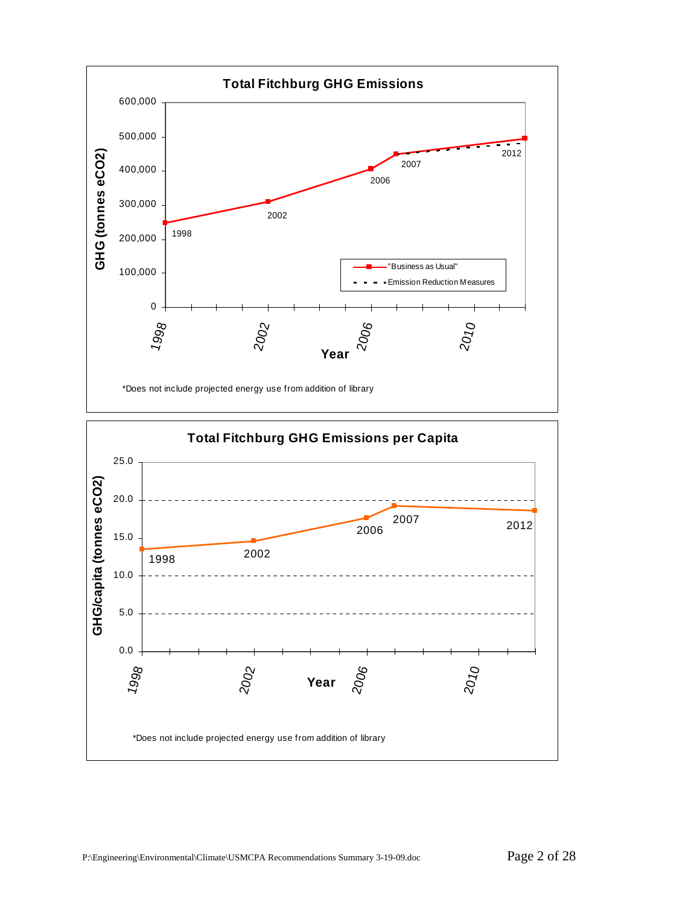**Total Fitchburg GHG Emissions**

*Does not include projected energy use from addition of library

**Total Fitchburg GHG Emissions per Capita**

*Does not include projected energy use from addition of library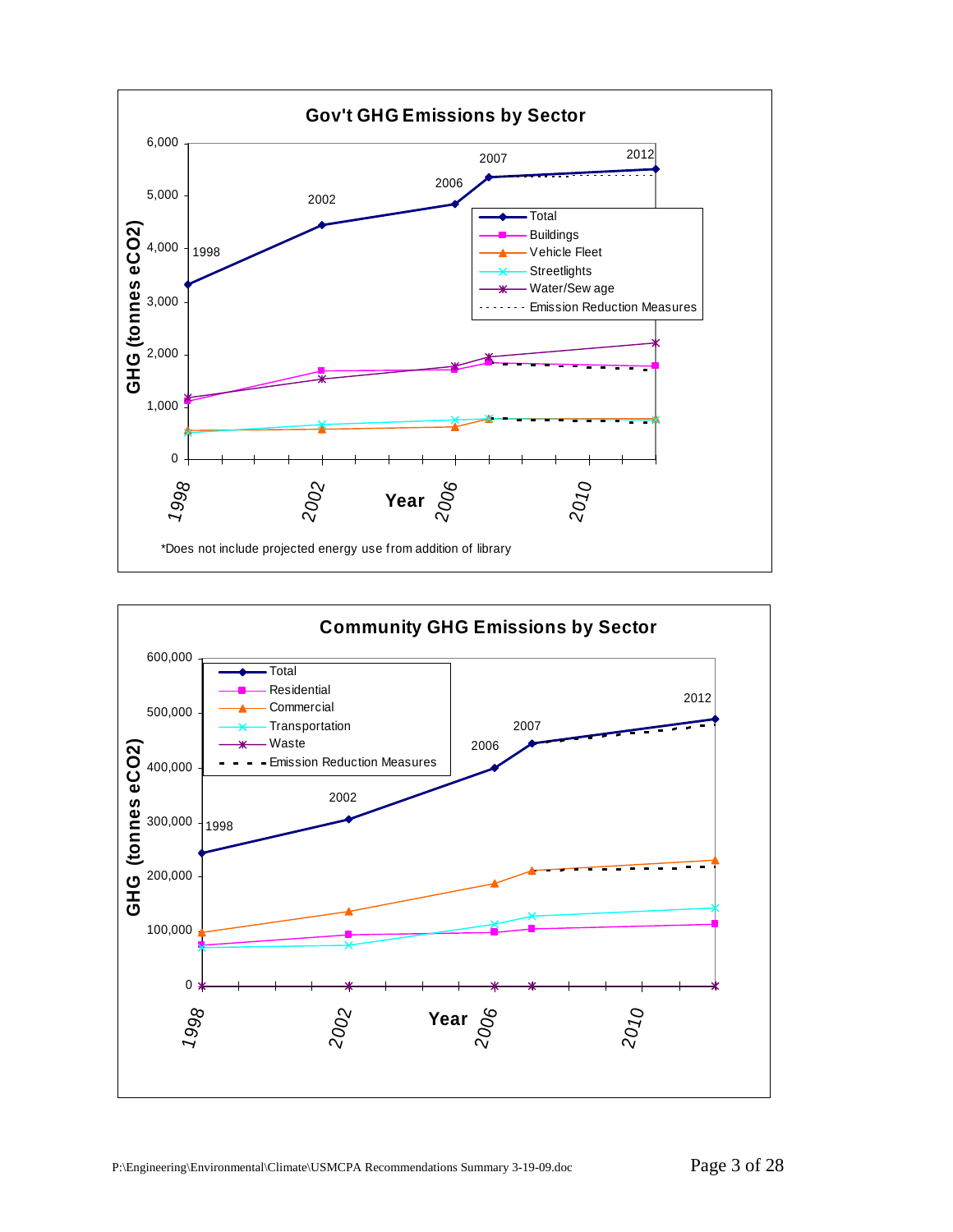**Gov't GHG Emissions by Sector**

*Does not include projected energy use from addition of library

**Community GHG Emissions by Sector**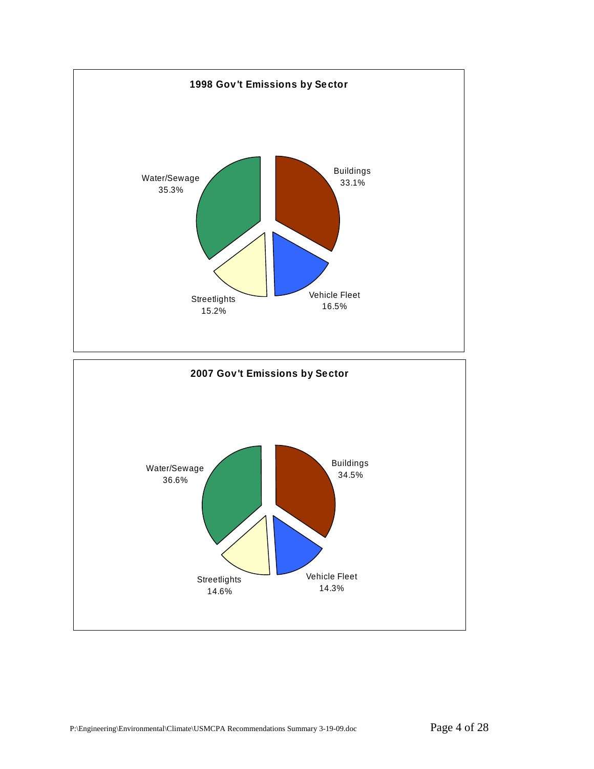**1998 Gov't Emissions by Sector**

| Sector | Share |
|---|---|
| Water/Sewage | 35.3% |
| Buildings | 33.1% |
| Vehicle Fleet | 16.5% |
| Streetlights | 15.2% |

**2007 Gov't Emissions by Sector**

| Sector | Share |
|---|---|
| Water/Sewage | 36.6% |
| Buildings | 34.5% |
| Streetlights | 14.6% |
| Vehicle Fleet | 14.3% |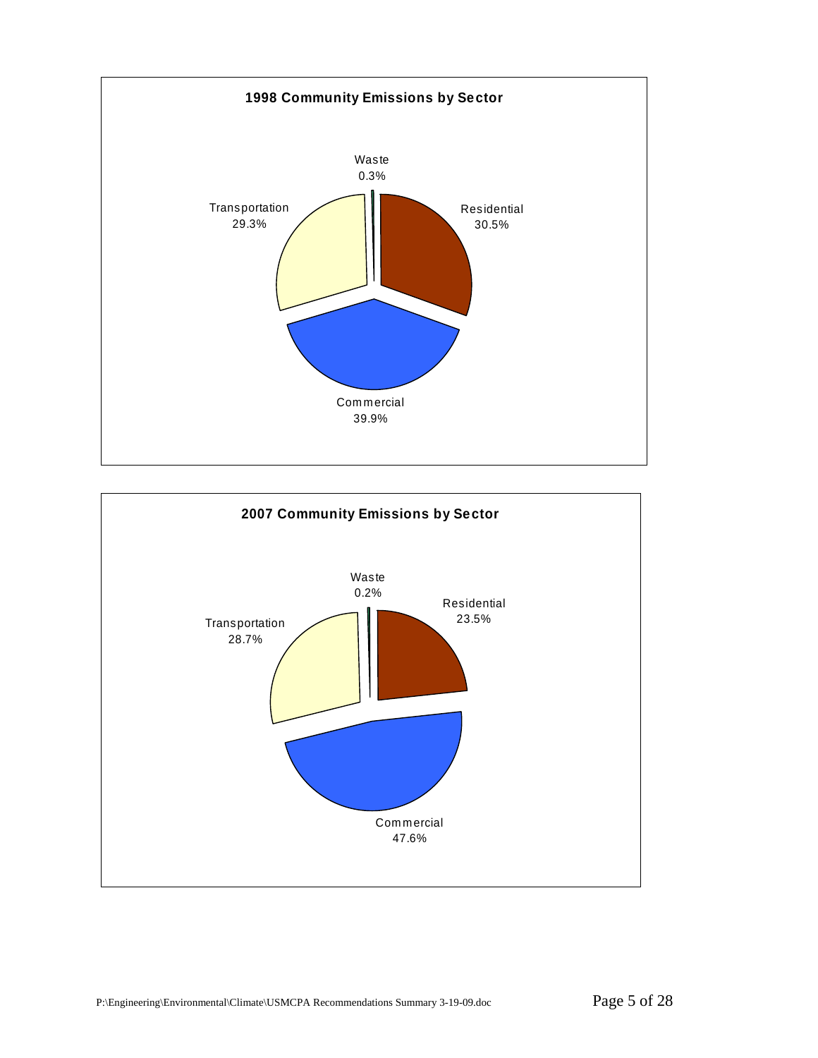**1998 Community Emissions by Sector**

| Sector | Percentage |
|---|---|
| Waste | 0.3% |
| Residential | 30.5% |
| Commercial | 39.9% |
| Transportation | 29.3% |

**2007 Community Emissions by Sector**

| Sector | Percentage |
|---|---|
| Waste | 0.2% |
| Residential | 23.5% |
| Commercial | 47.6% |
| Transportation | 28.7% |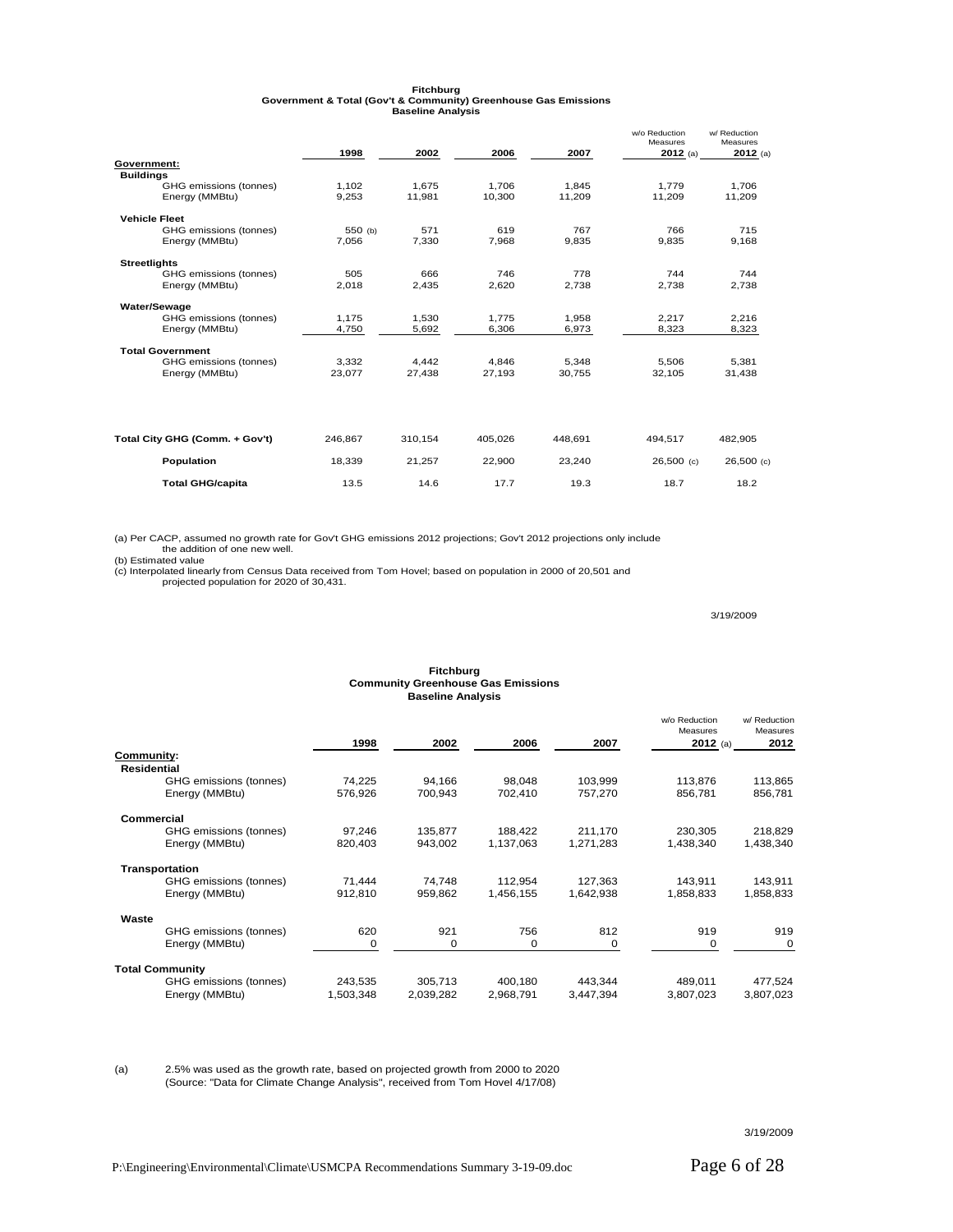**Fitchburg**
**Government & Total (Gov't & Community) Greenhouse Gas Emissions**
**Baseline Analysis**

| | 1998 | 2002 | 2006 | 2007 | w/o Reduction Measures 2012 (a) | w/ Reduction Measures 2012 (a) |
|---|---|---|---|---|---|---|
| **Government:** | | | | | | |
| **Buildings** | | | | | | |
| GHG emissions (tonnes) | 1,102 | 1,675 | 1,706 | 1,845 | 1,779 | 1,706 |
| Energy (MMBtu) | 9,253 | 11,981 | 10,300 | 11,209 | 11,209 | 11,209 |
| **Vehicle Fleet** | | | | | | |
| GHG emissions (tonnes) | 550 (b) | 571 | 619 | 767 | 766 | 715 |
| Energy (MMBtu) | 7,056 | 7,330 | 7,968 | 9,835 | 9,835 | 9,168 |
| **Streetlights** | | | | | | |
| GHG emissions (tonnes) | 505 | 666 | 746 | 778 | 744 | 744 |
| Energy (MMBtu) | 2,018 | 2,435 | 2,620 | 2,738 | 2,738 | 2,738 |
| **Water/Sewage** | | | | | | |
| GHG emissions (tonnes) | 1,175 | 1,530 | 1,775 | 1,958 | 2,217 | 2,216 |
| Energy (MMBtu) | 4,750 | 5,692 | 6,306 | 6,973 | 8,323 | 8,323 |
| **Total Government** | | | | | | |
| GHG emissions (tonnes) | 3,332 | 4,442 | 4,846 | 5,348 | 5,506 | 5,381 |
| Energy (MMBtu) | 23,077 | 27,438 | 27,193 | 30,755 | 32,105 | 31,438 |
| **Total City GHG (Comm. + Gov't)** | 246,867 | 310,154 | 405,026 | 448,691 | 494,517 | 482,905 |
| **Population** | 18,339 | 21,257 | 22,900 | 23,240 | 26,500 (c) | 26,500 (c) |
| **Total GHG/capita** | 13.5 | 14.6 | 17.7 | 19.3 | 18.7 | 18.2 |

(a) Per CACP, assumed no growth rate for Gov't GHG emissions 2012 projections; Gov't 2012 projections only include the addition of one new well.
(b) Estimated value
(c) Interpolated linearly from Census Data received from Tom Hovel; based on population in 2000 of 20,501 and projected population for 2020 of 30,431.

3/19/2009

**Fitchburg**
**Community Greenhouse Gas Emissions**
**Baseline Analysis**

| | 1998 | 2002 | 2006 | 2007 | w/o Reduction Measures 2012 (a) | w/ Reduction Measures 2012 |
|---|---|---|---|---|---|---|
| **Community:** | | | | | | |
| **Residential** | | | | | | |
| GHG emissions (tonnes) | 74,225 | 94,166 | 98,048 | 103,999 | 113,876 | 113,865 |
| Energy (MMBtu) | 576,926 | 700,943 | 702,410 | 757,270 | 856,781 | 856,781 |
| **Commercial** | | | | | | |
| GHG emissions (tonnes) | 97,246 | 135,877 | 188,422 | 211,170 | 230,305 | 218,829 |
| Energy (MMBtu) | 820,403 | 943,002 | 1,137,063 | 1,271,283 | 1,438,340 | 1,438,340 |
| **Transportation** | | | | | | |
| GHG emissions (tonnes) | 71,444 | 74,748 | 112,954 | 127,363 | 143,911 | 143,911 |
| Energy (MMBtu) | 912,810 | 959,862 | 1,456,155 | 1,642,938 | 1,858,833 | 1,858,833 |
| **Waste** | | | | | | |
| GHG emissions (tonnes) | 620 | 921 | 756 | 812 | 919 | 919 |
| Energy (MMBtu) | 0 | 0 | 0 | 0 | 0 | 0 |
| **Total Community** | | | | | | |
| GHG emissions (tonnes) | 243,535 | 305,713 | 400,180 | 443,344 | 489,011 | 477,524 |
| Energy (MMBtu) | 1,503,348 | 2,039,282 | 2,968,791 | 3,447,394 | 3,807,023 | 3,807,023 |

(a) 2.5% was used as the growth rate, based on projected growth from 2000 to 2020 (Source: "Data for Climate Change Analysis", received from Tom Hovel 4/17/08)

3/19/2009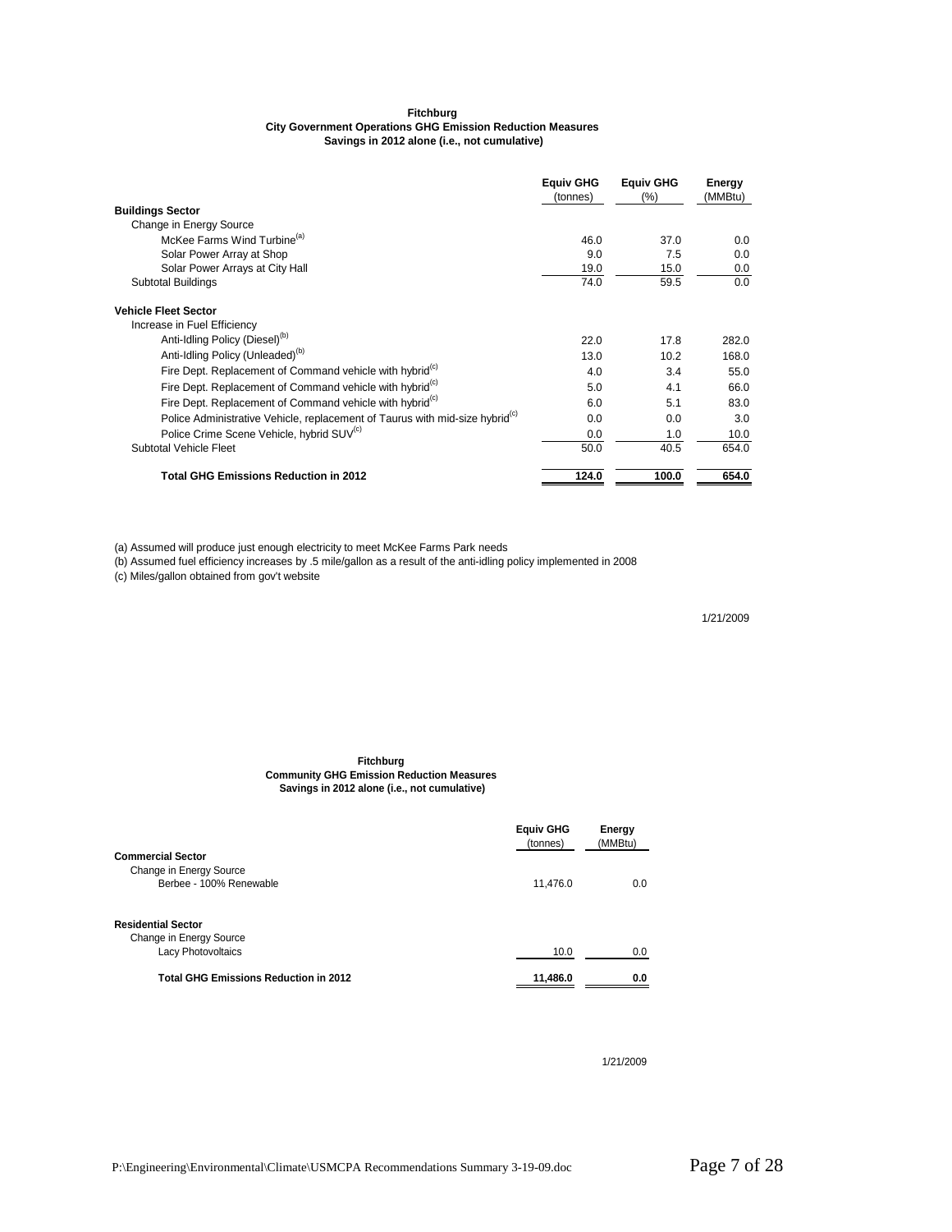**Fitchburg**
**City Government Operations GHG Emission Reduction Measures**
**Savings in 2012 alone (i.e., not cumulative)**

| | Equiv GHG (tonnes) | Equiv GHG (%) | Energy (MMBtu) |
|---|---|---|---|
| **Buildings Sector** | | | |
| Change in Energy Source | | | |
| McKee Farms Wind Turbine[(a)] | 46.0 | 37.0 | 0.0 |
| Solar Power Array at Shop | 9.0 | 7.5 | 0.0 |
| Solar Power Arrays at City Hall | 19.0 | 15.0 | 0.0 |
| Subtotal Buildings | 74.0 | 59.5 | 0.0 |
| **Vehicle Fleet Sector** | | | |
| Increase in Fuel Efficiency | | | |
| Anti-Idling Policy (Diesel)[(b)] | 22.0 | 17.8 | 282.0 |
| Anti-Idling Policy (Unleaded)[(b)] | 13.0 | 10.2 | 168.0 |
| Fire Dept. Replacement of Command vehicle with hybrid[(c)] | 4.0 | 3.4 | 55.0 |
| Fire Dept. Replacement of Command vehicle with hybrid[(c)] | 5.0 | 4.1 | 66.0 |
| Fire Dept. Replacement of Command vehicle with hybrid[(c)] | 6.0 | 5.1 | 83.0 |
| Police Administrative Vehicle, replacement of Taurus with mid-size hybrid[(c)] | 0.0 | 0.0 | 3.0 |
| Police Crime Scene Vehicle, hybrid SUV[(c)] | 0.0 | 1.0 | 10.0 |
| Subtotal Vehicle Fleet | 50.0 | 40.5 | 654.0 |
| **Total GHG Emissions Reduction in 2012** | **124.0** | **100.0** | **654.0** |

(a) Assumed will produce just enough electricity to meet McKee Farms Park needs
(b) Assumed fuel efficiency increases by .5 mile/gallon as a result of the anti-idling policy implemented in 2008
(c) Miles/gallon obtained from gov't website

1/21/2009

**Fitchburg**
**Community GHG Emission Reduction Measures**
**Savings in 2012 alone (i.e., not cumulative)**

| | Equiv GHG (tonnes) | Energy (MMBtu) |
|---|---|---|
| **Commercial Sector** | | |
| Change in Energy Source | | |
| Berbee - 100% Renewable | 11,476.0 | 0.0 |
| **Residential Sector** | | |
| Change in Energy Source | | |
| Lacy Photovoltaics | 10.0 | 0.0 |
| **Total GHG Emissions Reduction in 2012** | **11,486.0** | **0.0** |

1/21/2009

P:\Engineering\Environmental\Climate\USMCPA Recommendations Summary 3-19-09.doc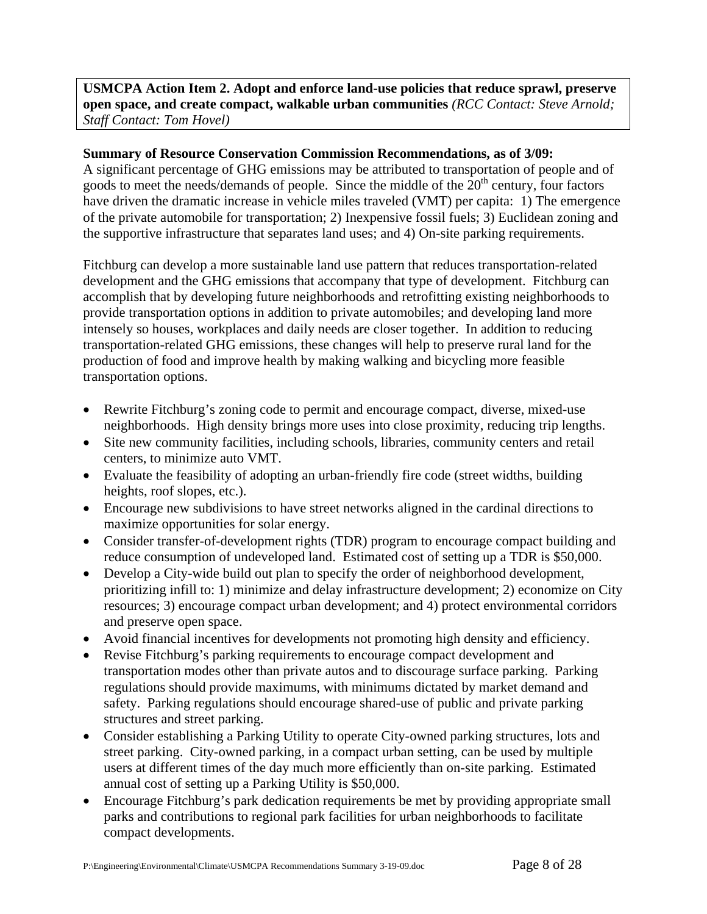**USMCPA Action Item 2. Adopt and enforce land-use policies that reduce sprawl, preserve open space, and create compact, walkable urban communities** *(RCC Contact: Steve Arnold; Staff Contact: Tom Hovel)*

**Summary of Resource Conservation Commission Recommendations, as of 3/09:**
A significant percentage of GHG emissions may be attributed to transportation of people and of goods to meet the needs/demands of people. Since the middle of the 20th century, four factors have driven the dramatic increase in vehicle miles traveled (VMT) per capita: 1) The emergence of the private automobile for transportation; 2) Inexpensive fossil fuels; 3) Euclidean zoning and the supportive infrastructure that separates land uses; and 4) On-site parking requirements.

Fitchburg can develop a more sustainable land use pattern that reduces transportation-related development and the GHG emissions that accompany that type of development. Fitchburg can accomplish that by developing future neighborhoods and retrofitting existing neighborhoods to provide transportation options in addition to private automobiles; and developing land more intensely so houses, workplaces and daily needs are closer together. In addition to reducing transportation-related GHG emissions, these changes will help to preserve rural land for the production of food and improve health by making walking and bicycling more feasible transportation options.

- Rewrite Fitchburg's zoning code to permit and encourage compact, diverse, mixed-use neighborhoods. High density brings more uses into close proximity, reducing trip lengths.
- Site new community facilities, including schools, libraries, community centers and retail centers, to minimize auto VMT.
- Evaluate the feasibility of adopting an urban-friendly fire code (street widths, building heights, roof slopes, etc.).
- Encourage new subdivisions to have street networks aligned in the cardinal directions to maximize opportunities for solar energy.
- Consider transfer-of-development rights (TDR) program to encourage compact building and reduce consumption of undeveloped land. Estimated cost of setting up a TDR is $50,000.
- Develop a City-wide build out plan to specify the order of neighborhood development, prioritizing infill to: 1) minimize and delay infrastructure development; 2) economize on City resources; 3) encourage compact urban development; and 4) protect environmental corridors and preserve open space.
- Avoid financial incentives for developments not promoting high density and efficiency.
- Revise Fitchburg's parking requirements to encourage compact development and transportation modes other than private autos and to discourage surface parking. Parking regulations should provide maximums, with minimums dictated by market demand and safety. Parking regulations should encourage shared-use of public and private parking structures and street parking.
- Consider establishing a Parking Utility to operate City-owned parking structures, lots and street parking. City-owned parking, in a compact urban setting, can be used by multiple users at different times of the day much more efficiently than on-site parking. Estimated annual cost of setting up a Parking Utility is $50,000.
- Encourage Fitchburg's park dedication requirements be met by providing appropriate small parks and contributions to regional park facilities for urban neighborhoods to facilitate compact developments.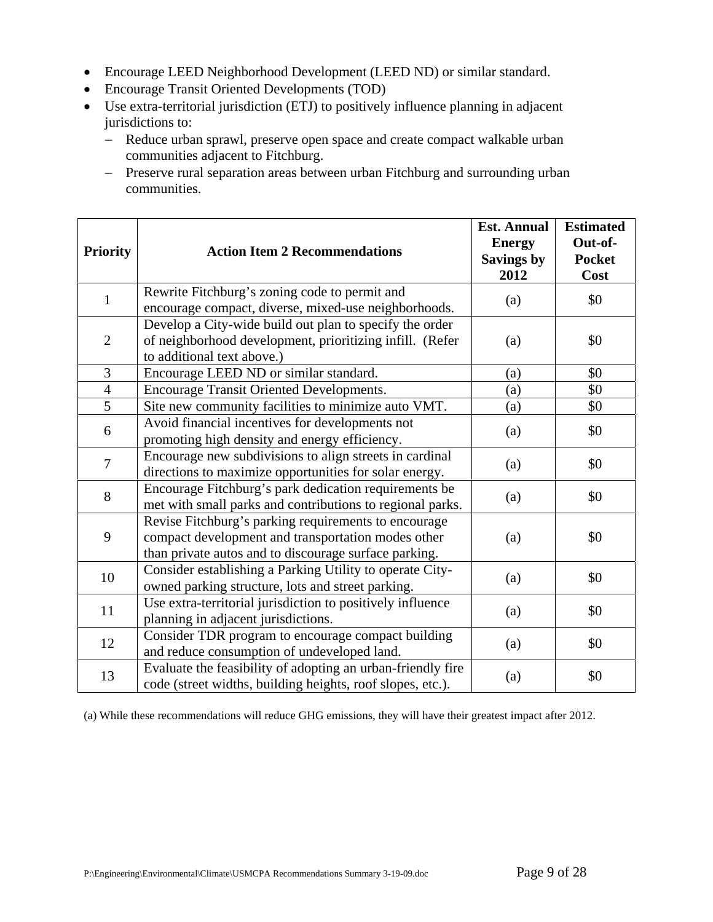- Encourage LEED Neighborhood Development (LEED ND) or similar standard.
- Encourage Transit Oriented Developments (TOD)
- Use extra-territorial jurisdiction (ETJ) to positively influence planning in adjacent jurisdictions to:
  - Reduce urban sprawl, preserve open space and create compact walkable urban communities adjacent to Fitchburg.
  - Preserve rural separation areas between urban Fitchburg and surrounding urban communities.

| Priority | Action Item 2 Recommendations | Est. Annual Energy Savings by 2012 | Estimated Out-of-Pocket Cost |
|---|---|---|---|
| 1 | Rewrite Fitchburg's zoning code to permit and encourage compact, diverse, mixed-use neighborhoods. | (a) | $0 |
| 2 | Develop a City-wide build out plan to specify the order of neighborhood development, prioritizing infill. (Refer to additional text above.) | (a) | $0 |
| 3 | Encourage LEED ND or similar standard. | (a) | $0 |
| 4 | Encourage Transit Oriented Developments. | (a) | $0 |
| 5 | Site new community facilities to minimize auto VMT. | (a) | $0 |
| 6 | Avoid financial incentives for developments not promoting high density and energy efficiency. | (a) | $0 |
| 7 | Encourage new subdivisions to align streets in cardinal directions to maximize opportunities for solar energy. | (a) | $0 |
| 8 | Encourage Fitchburg's park dedication requirements be met with small parks and contributions to regional parks. | (a) | $0 |
| 9 | Revise Fitchburg's parking requirements to encourage compact development and transportation modes other than private autos and to discourage surface parking. | (a) | $0 |
| 10 | Consider establishing a Parking Utility to operate City-owned parking structure, lots and street parking. | (a) | $0 |
| 11 | Use extra-territorial jurisdiction to positively influence planning in adjacent jurisdictions. | (a) | $0 |
| 12 | Consider TDR program to encourage compact building and reduce consumption of undeveloped land. | (a) | $0 |
| 13 | Evaluate the feasibility of adopting an urban-friendly fire code (street widths, building heights, roof slopes, etc.). | (a) | $0 |

(a) While these recommendations will reduce GHG emissions, they will have their greatest impact after 2012.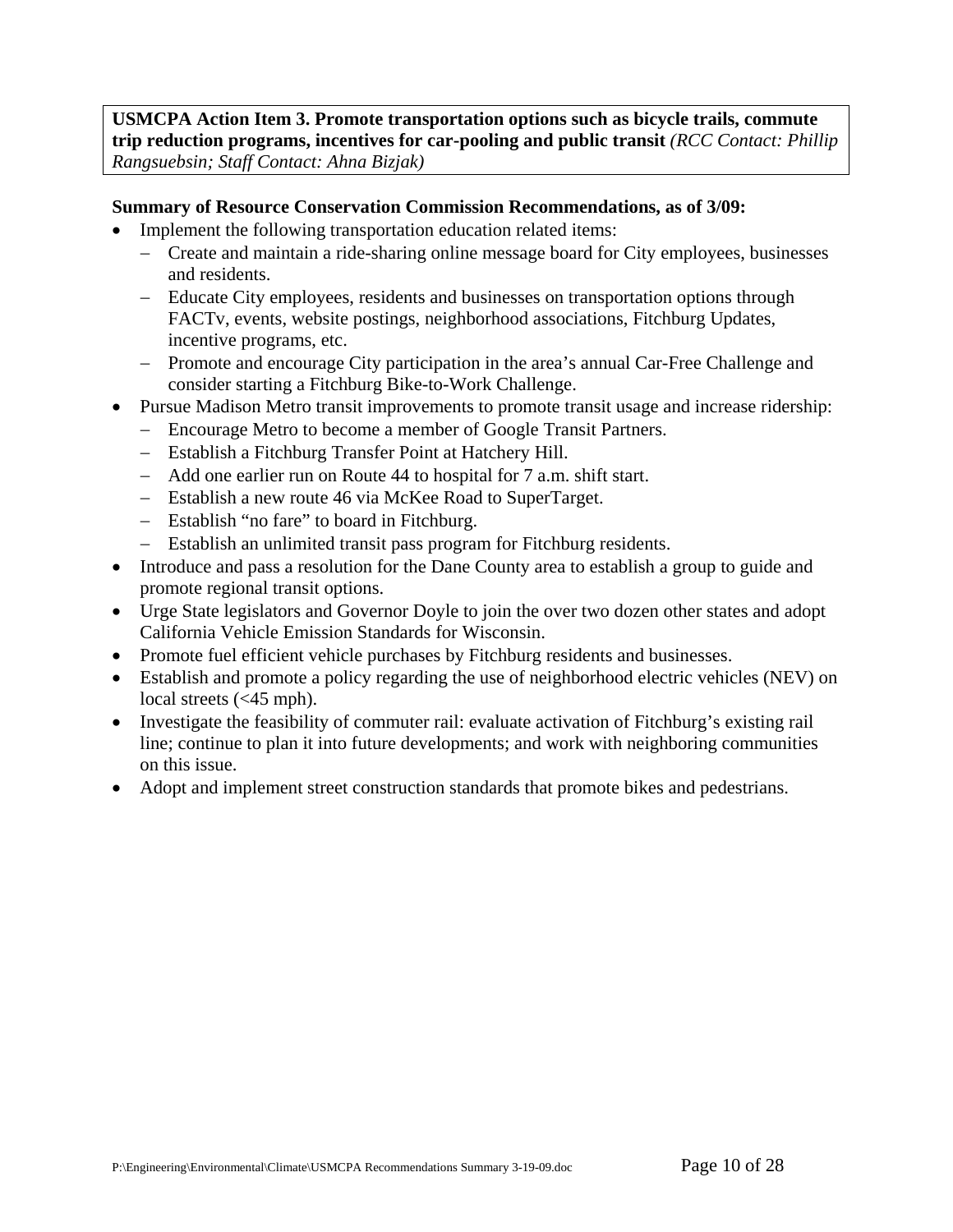**USMCPA Action Item 3. Promote transportation options such as bicycle trails, commute trip reduction programs, incentives for car-pooling and public transit** *(RCC Contact: Phillip Rangsuebsin; Staff Contact: Ahna Bizjak)*

**Summary of Resource Conservation Commission Recommendations, as of 3/09:**

- Implement the following transportation education related items:
  - Create and maintain a ride-sharing online message board for City employees, businesses and residents.
  - Educate City employees, residents and businesses on transportation options through FACTv, events, website postings, neighborhood associations, Fitchburg Updates, incentive programs, etc.
  - Promote and encourage City participation in the area's annual Car-Free Challenge and consider starting a Fitchburg Bike-to-Work Challenge.
- Pursue Madison Metro transit improvements to promote transit usage and increase ridership:
  - Encourage Metro to become a member of Google Transit Partners.
  - Establish a Fitchburg Transfer Point at Hatchery Hill.
  - Add one earlier run on Route 44 to hospital for 7 a.m. shift start.
  - Establish a new route 46 via McKee Road to SuperTarget.
  - Establish "no fare" to board in Fitchburg.
  - Establish an unlimited transit pass program for Fitchburg residents.
- Introduce and pass a resolution for the Dane County area to establish a group to guide and promote regional transit options.
- Urge State legislators and Governor Doyle to join the over two dozen other states and adopt California Vehicle Emission Standards for Wisconsin.
- Promote fuel efficient vehicle purchases by Fitchburg residents and businesses.
- Establish and promote a policy regarding the use of neighborhood electric vehicles (NEV) on local streets (<45 mph).
- Investigate the feasibility of commuter rail: evaluate activation of Fitchburg's existing rail line; continue to plan it into future developments; and work with neighboring communities on this issue.
- Adopt and implement street construction standards that promote bikes and pedestrians.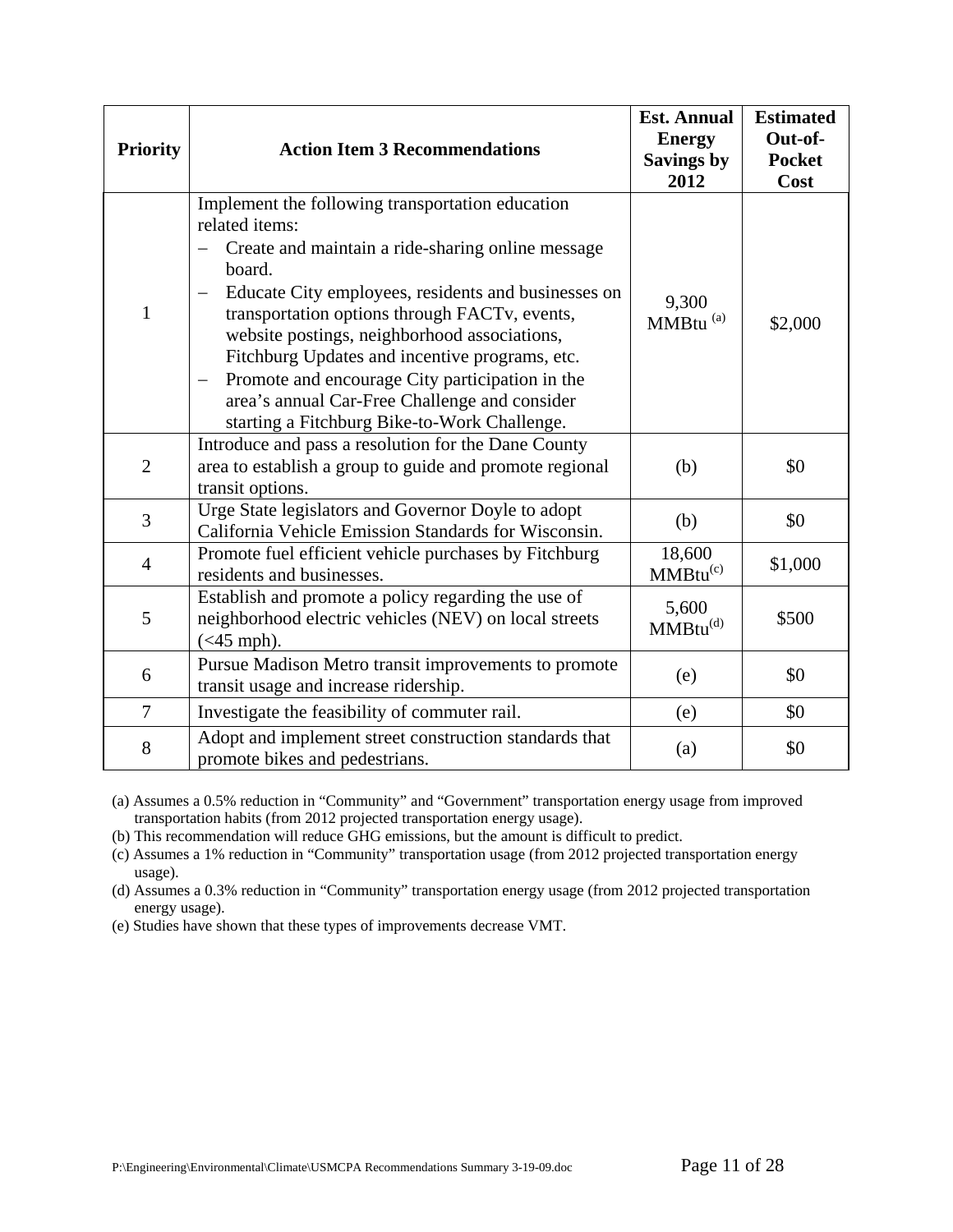| Priority | Action Item 3 Recommendations | Est. Annual Energy Savings by 2012 | Estimated Out-of-Pocket Cost |
|---|---|---|---|
| 1 | Implement the following transportation education related items:<br>– Create and maintain a ride-sharing online message board.<br>– Educate City employees, residents and businesses on transportation options through FACTv, events, website postings, neighborhood associations, Fitchburg Updates and incentive programs, etc.<br>– Promote and encourage City participation in the area's annual Car-Free Challenge and consider starting a Fitchburg Bike-to-Work Challenge. | 9,300 MMBtu [(a)] | $2,000 |
| 2 | Introduce and pass a resolution for the Dane County area to establish a group to guide and promote regional transit options. | (b) | $0 |
| 3 | Urge State legislators and Governor Doyle to adopt California Vehicle Emission Standards for Wisconsin. | (b) | $0 |
| 4 | Promote fuel efficient vehicle purchases by Fitchburg residents and businesses. | 18,600 MMBtu[(c)] | $1,000 |
| 5 | Establish and promote a policy regarding the use of neighborhood electric vehicles (NEV) on local streets (<45 mph). | 5,600 MMBtu[(d)] | $500 |
| 6 | Pursue Madison Metro transit improvements to promote transit usage and increase ridership. | (e) | $0 |
| 7 | Investigate the feasibility of commuter rail. | (e) | $0 |
| 8 | Adopt and implement street construction standards that promote bikes and pedestrians. | (a) | $0 |

(a) Assumes a 0.5% reduction in "Community" and "Government" transportation energy usage from improved transportation habits (from 2012 projected transportation energy usage).

(b) This recommendation will reduce GHG emissions, but the amount is difficult to predict.

(c) Assumes a 1% reduction in "Community" transportation usage (from 2012 projected transportation energy usage).

(d) Assumes a 0.3% reduction in "Community" transportation energy usage (from 2012 projected transportation energy usage).

(e) Studies have shown that these types of improvements decrease VMT.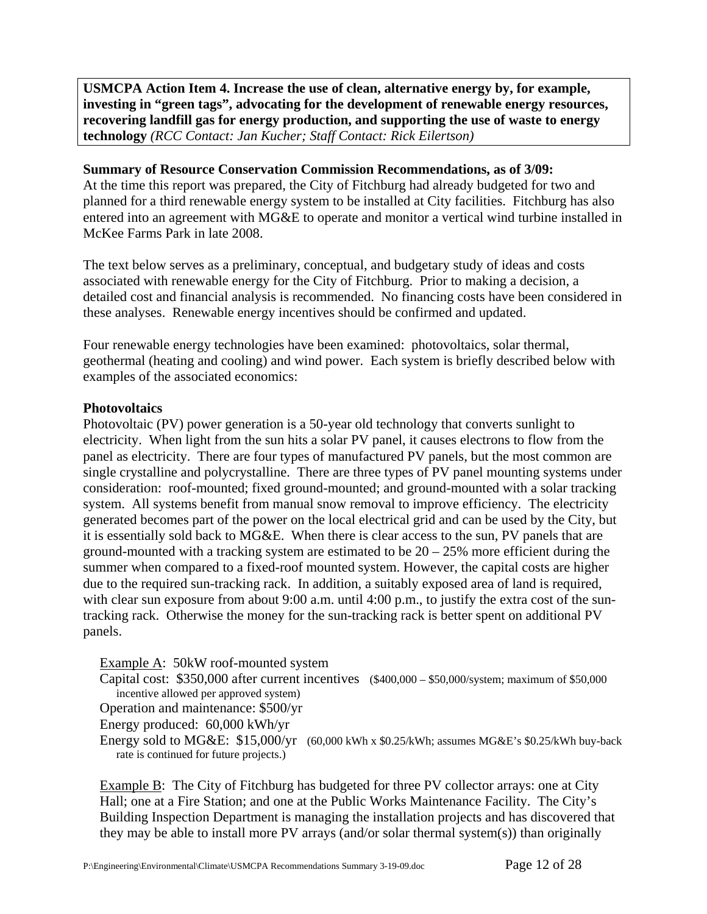**USMCPA Action Item 4. Increase the use of clean, alternative energy by, for example, investing in "green tags", advocating for the development of renewable energy resources, recovering landfill gas for energy production, and supporting the use of waste to energy technology** *(RCC Contact: Jan Kucher; Staff Contact: Rick Eilertson)*

**Summary of Resource Conservation Commission Recommendations, as of 3/09:**
At the time this report was prepared, the City of Fitchburg had already budgeted for two and planned for a third renewable energy system to be installed at City facilities. Fitchburg has also entered into an agreement with MG&E to operate and monitor a vertical wind turbine installed in McKee Farms Park in late 2008.

The text below serves as a preliminary, conceptual, and budgetary study of ideas and costs associated with renewable energy for the City of Fitchburg. Prior to making a decision, a detailed cost and financial analysis is recommended. No financing costs have been considered in these analyses. Renewable energy incentives should be confirmed and updated.

Four renewable energy technologies have been examined: photovoltaics, solar thermal, geothermal (heating and cooling) and wind power. Each system is briefly described below with examples of the associated economics:

**Photovoltaics**
Photovoltaic (PV) power generation is a 50-year old technology that converts sunlight to electricity. When light from the sun hits a solar PV panel, it causes electrons to flow from the panel as electricity. There are four types of manufactured PV panels, but the most common are single crystalline and polycrystalline. There are three types of PV panel mounting systems under consideration: roof-mounted; fixed ground-mounted; and ground-mounted with a solar tracking system. All systems benefit from manual snow removal to improve efficiency. The electricity generated becomes part of the power on the local electrical grid and can be used by the City, but it is essentially sold back to MG&E. When there is clear access to the sun, PV panels that are ground-mounted with a tracking system are estimated to be 20 – 25% more efficient during the summer when compared to a fixed-roof mounted system. However, the capital costs are higher due to the required sun-tracking rack. In addition, a suitably exposed area of land is required, with clear sun exposure from about 9:00 a.m. until 4:00 p.m., to justify the extra cost of the sun-tracking rack. Otherwise the money for the sun-tracking rack is better spent on additional PV panels.

Example A: 50kW roof-mounted system
Capital cost: $350,000 after current incentives ($400,000 – $50,000/system; maximum of $50,000 incentive allowed per approved system)
Operation and maintenance: $500/yr
Energy produced: 60,000 kWh/yr
Energy sold to MG&E: $15,000/yr (60,000 kWh x $0.25/kWh; assumes MG&E's $0.25/kWh buy-back rate is continued for future projects.)

Example B: The City of Fitchburg has budgeted for three PV collector arrays: one at City Hall; one at a Fire Station; and one at the Public Works Maintenance Facility. The City's Building Inspection Department is managing the installation projects and has discovered that they may be able to install more PV arrays (and/or solar thermal system(s)) than originally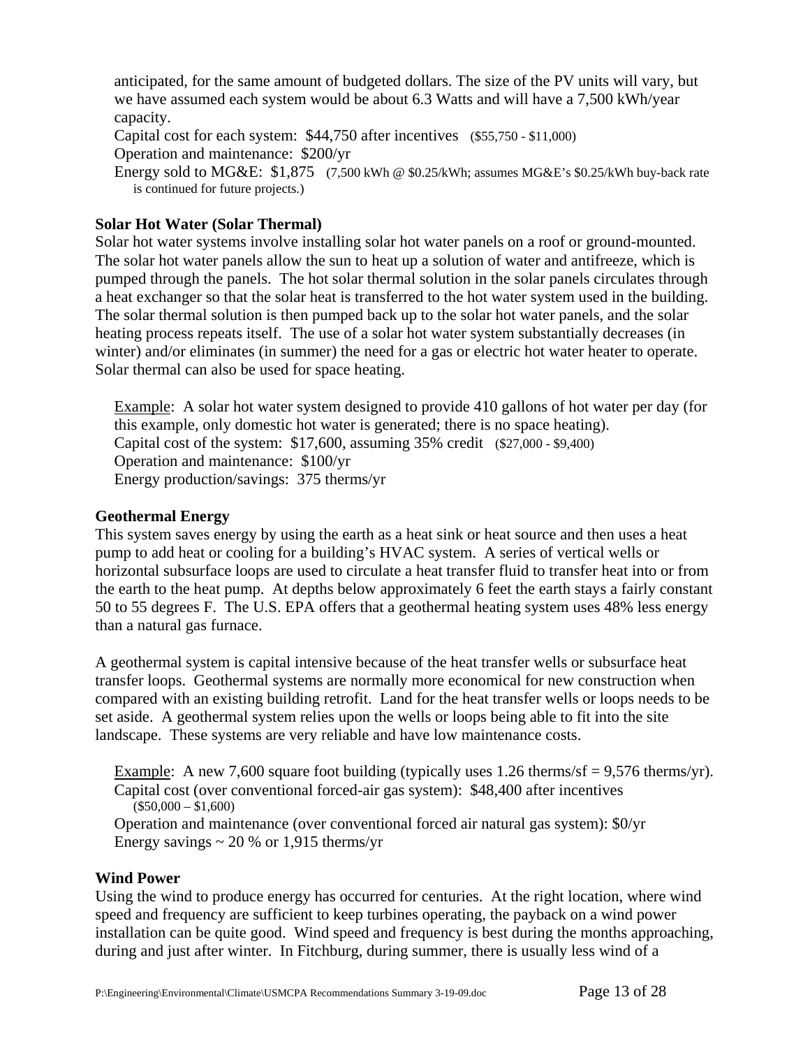anticipated, for the same amount of budgeted dollars. The size of the PV units will vary, but we have assumed each system would be about 6.3 Watts and will have a 7,500 kWh/year capacity.

Capital cost for each system: $44,750 after incentives ($55,750 - $11,000)

Operation and maintenance: $200/yr

Energy sold to MG&E: $1,875 (7,500 kWh @ $0.25/kWh; assumes MG&E's $0.25/kWh buy-back rate is continued for future projects.)

**Solar Hot Water (Solar Thermal)**

Solar hot water systems involve installing solar hot water panels on a roof or ground-mounted. The solar hot water panels allow the sun to heat up a solution of water and antifreeze, which is pumped through the panels. The hot solar thermal solution in the solar panels circulates through a heat exchanger so that the solar heat is transferred to the hot water system used in the building. The solar thermal solution is then pumped back up to the solar hot water panels, and the solar heating process repeats itself. The use of a solar hot water system substantially decreases (in winter) and/or eliminates (in summer) the need for a gas or electric hot water heater to operate. Solar thermal can also be used for space heating.

Example: A solar hot water system designed to provide 410 gallons of hot water per day (for this example, only domestic hot water is generated; there is no space heating).

Capital cost of the system: $17,600, assuming 35% credit ($27,000 - $9,400)

Operation and maintenance: $100/yr

Energy production/savings: 375 therms/yr

**Geothermal Energy**

This system saves energy by using the earth as a heat sink or heat source and then uses a heat pump to add heat or cooling for a building's HVAC system. A series of vertical wells or horizontal subsurface loops are used to circulate a heat transfer fluid to transfer heat into or from the earth to the heat pump. At depths below approximately 6 feet the earth stays a fairly constant 50 to 55 degrees F. The U.S. EPA offers that a geothermal heating system uses 48% less energy than a natural gas furnace.

A geothermal system is capital intensive because of the heat transfer wells or subsurface heat transfer loops. Geothermal systems are normally more economical for new construction when compared with an existing building retrofit. Land for the heat transfer wells or loops needs to be set aside. A geothermal system relies upon the wells or loops being able to fit into the site landscape. These systems are very reliable and have low maintenance costs.

Example: A new 7,600 square foot building (typically uses 1.26 therms/sf = 9,576 therms/yr).

Capital cost (over conventional forced-air gas system): $48,400 after incentives ($50,000 – $1,600)

Operation and maintenance (over conventional forced air natural gas system): $0/yr

Energy savings ~ 20 % or 1,915 therms/yr

**Wind Power**

Using the wind to produce energy has occurred for centuries. At the right location, where wind speed and frequency are sufficient to keep turbines operating, the payback on a wind power installation can be quite good. Wind speed and frequency is best during the months approaching, during and just after winter. In Fitchburg, during summer, there is usually less wind of a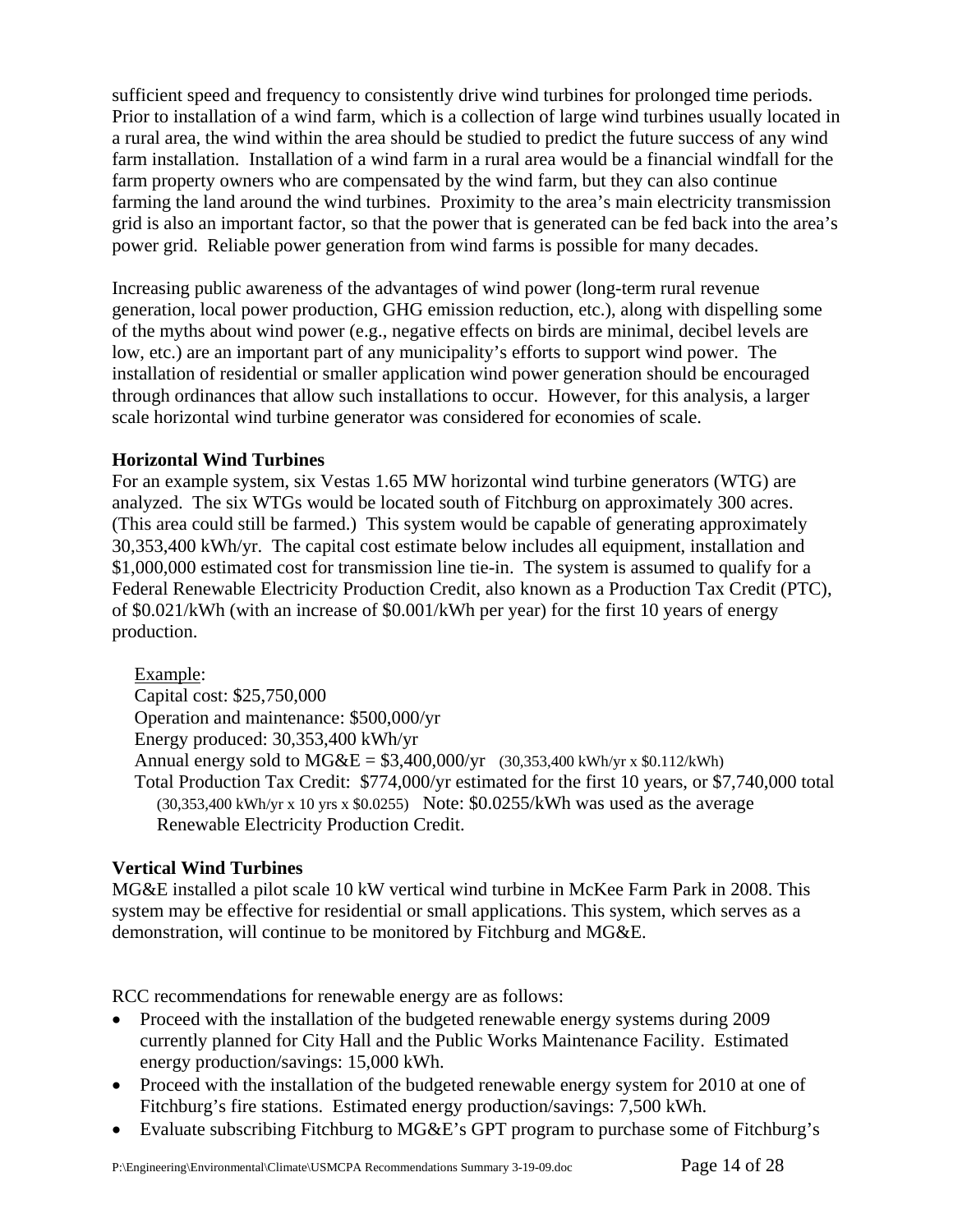sufficient speed and frequency to consistently drive wind turbines for prolonged time periods. Prior to installation of a wind farm, which is a collection of large wind turbines usually located in a rural area, the wind within the area should be studied to predict the future success of any wind farm installation. Installation of a wind farm in a rural area would be a financial windfall for the farm property owners who are compensated by the wind farm, but they can also continue farming the land around the wind turbines. Proximity to the area's main electricity transmission grid is also an important factor, so that the power that is generated can be fed back into the area's power grid. Reliable power generation from wind farms is possible for many decades.

Increasing public awareness of the advantages of wind power (long-term rural revenue generation, local power production, GHG emission reduction, etc.), along with dispelling some of the myths about wind power (e.g., negative effects on birds are minimal, decibel levels are low, etc.) are an important part of any municipality's efforts to support wind power. The installation of residential or smaller application wind power generation should be encouraged through ordinances that allow such installations to occur. However, for this analysis, a larger scale horizontal wind turbine generator was considered for economies of scale.

**Horizontal Wind Turbines**

For an example system, six Vestas 1.65 MW horizontal wind turbine generators (WTG) are analyzed. The six WTGs would be located south of Fitchburg on approximately 300 acres. (This area could still be farmed.) This system would be capable of generating approximately 30,353,400 kWh/yr. The capital cost estimate below includes all equipment, installation and $1,000,000 estimated cost for transmission line tie-in. The system is assumed to qualify for a Federal Renewable Electricity Production Credit, also known as a Production Tax Credit (PTC), of $0.021/kWh (with an increase of $0.001/kWh per year) for the first 10 years of energy production.

Example:
Capital cost: $25,750,000
Operation and maintenance: $500,000/yr
Energy produced: 30,353,400 kWh/yr
Annual energy sold to MG&E = $3,400,000/yr (30,353,400 kWh/yr x $0.112/kWh)
Total Production Tax Credit: $774,000/yr estimated for the first 10 years, or $7,740,000 total (30,353,400 kWh/yr x 10 yrs x $0.0255) Note: $0.0255/kWh was used as the average Renewable Electricity Production Credit.

**Vertical Wind Turbines**

MG&E installed a pilot scale 10 kW vertical wind turbine in McKee Farm Park in 2008. This system may be effective for residential or small applications. This system, which serves as a demonstration, will continue to be monitored by Fitchburg and MG&E.

RCC recommendations for renewable energy are as follows:

- Proceed with the installation of the budgeted renewable energy systems during 2009 currently planned for City Hall and the Public Works Maintenance Facility. Estimated energy production/savings: 15,000 kWh.
- Proceed with the installation of the budgeted renewable energy system for 2010 at one of Fitchburg's fire stations. Estimated energy production/savings: 7,500 kWh.
- Evaluate subscribing Fitchburg to MG&E's GPT program to purchase some of Fitchburg's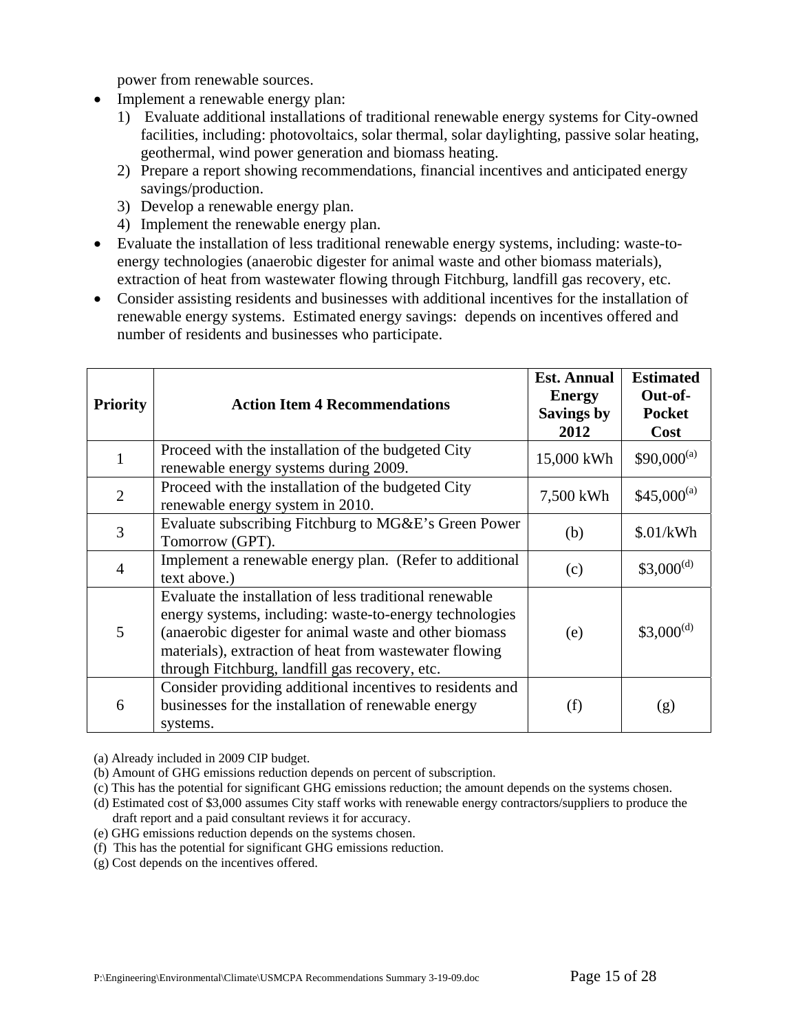power from renewable sources.

- Implement a renewable energy plan:
  1) Evaluate additional installations of traditional renewable energy systems for City-owned facilities, including: photovoltaics, solar thermal, solar daylighting, passive solar heating, geothermal, wind power generation and biomass heating.
  2) Prepare a report showing recommendations, financial incentives and anticipated energy savings/production.
  3) Develop a renewable energy plan.
  4) Implement the renewable energy plan.
- Evaluate the installation of less traditional renewable energy systems, including: waste-to-energy technologies (anaerobic digester for animal waste and other biomass materials), extraction of heat from wastewater flowing through Fitchburg, landfill gas recovery, etc.
- Consider assisting residents and businesses with additional incentives for the installation of renewable energy systems. Estimated energy savings: depends on incentives offered and number of residents and businesses who participate.

| Priority | Action Item 4 Recommendations | Est. Annual Energy Savings by 2012 | Estimated Out-of-Pocket Cost |
|---|---|---|---|
| 1 | Proceed with the installation of the budgeted City renewable energy systems during 2009. | 15,000 kWh | $90,000[(a)] |
| 2 | Proceed with the installation of the budgeted City renewable energy system in 2010. | 7,500 kWh | $45,000[(a)] |
| 3 | Evaluate subscribing Fitchburg to MG&E's Green Power Tomorrow (GPT). | (b) | $.01/kWh |
| 4 | Implement a renewable energy plan. (Refer to additional text above.) | (c) | $3,000[(d)] |
| 5 | Evaluate the installation of less traditional renewable energy systems, including: waste-to-energy technologies (anaerobic digester for animal waste and other biomass materials), extraction of heat from wastewater flowing through Fitchburg, landfill gas recovery, etc. | (e) | $3,000[(d)] |
| 6 | Consider providing additional incentives to residents and businesses for the installation of renewable energy systems. | (f) | (g) |

(a) Already included in 2009 CIP budget.

(b) Amount of GHG emissions reduction depends on percent of subscription.

(c) This has the potential for significant GHG emissions reduction; the amount depends on the systems chosen.

(d) Estimated cost of $3,000 assumes City staff works with renewable energy contractors/suppliers to produce the draft report and a paid consultant reviews it for accuracy.

(e) GHG emissions reduction depends on the systems chosen.

(f) This has the potential for significant GHG emissions reduction.

(g) Cost depends on the incentives offered.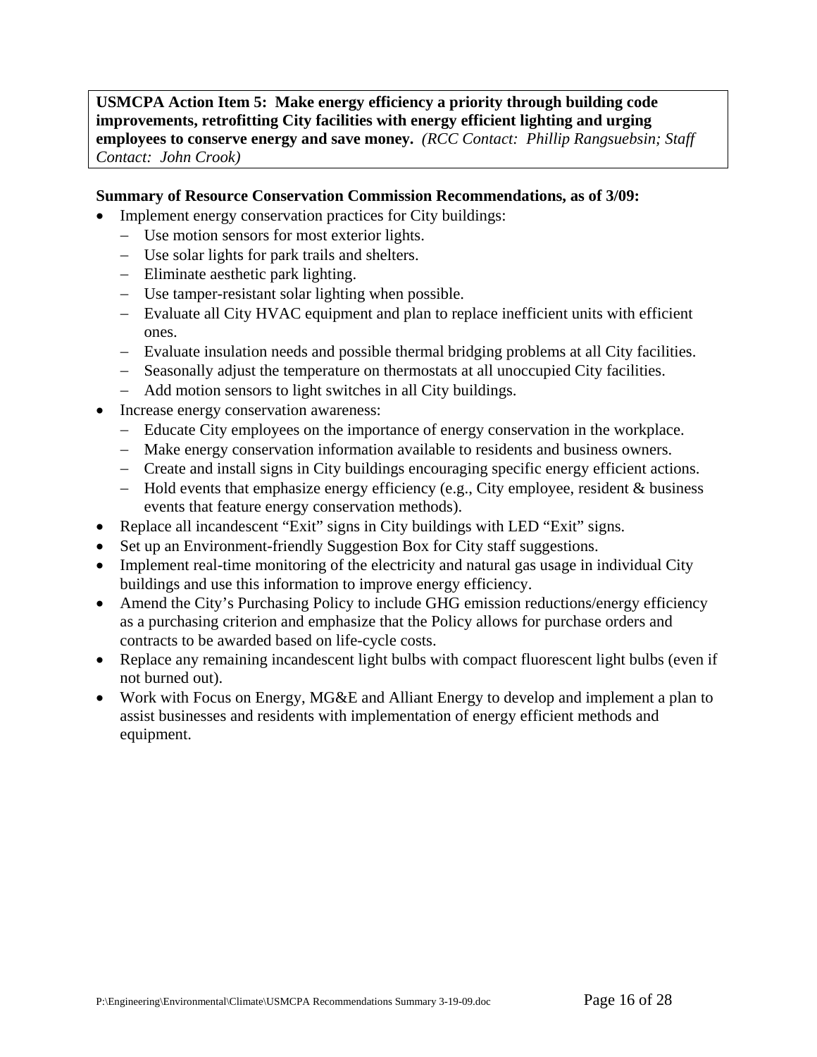**USMCPA Action Item 5: Make energy efficiency a priority through building code improvements, retrofitting City facilities with energy efficient lighting and urging employees to conserve energy and save money.** *(RCC Contact: Phillip Rangsuebsin; Staff Contact: John Crook)*

**Summary of Resource Conservation Commission Recommendations, as of 3/09:**

- Implement energy conservation practices for City buildings:
  - Use motion sensors for most exterior lights.
  - Use solar lights for park trails and shelters.
  - Eliminate aesthetic park lighting.
  - Use tamper-resistant solar lighting when possible.
  - Evaluate all City HVAC equipment and plan to replace inefficient units with efficient ones.
  - Evaluate insulation needs and possible thermal bridging problems at all City facilities.
  - Seasonally adjust the temperature on thermostats at all unoccupied City facilities.
  - Add motion sensors to light switches in all City buildings.
- Increase energy conservation awareness:
  - Educate City employees on the importance of energy conservation in the workplace.
  - Make energy conservation information available to residents and business owners.
  - Create and install signs in City buildings encouraging specific energy efficient actions.
  - Hold events that emphasize energy efficiency (e.g., City employee, resident & business events that feature energy conservation methods).
- Replace all incandescent "Exit" signs in City buildings with LED "Exit" signs.
- Set up an Environment-friendly Suggestion Box for City staff suggestions.
- Implement real-time monitoring of the electricity and natural gas usage in individual City buildings and use this information to improve energy efficiency.
- Amend the City's Purchasing Policy to include GHG emission reductions/energy efficiency as a purchasing criterion and emphasize that the Policy allows for purchase orders and contracts to be awarded based on life-cycle costs.
- Replace any remaining incandescent light bulbs with compact fluorescent light bulbs (even if not burned out).
- Work with Focus on Energy, MG&E and Alliant Energy to develop and implement a plan to assist businesses and residents with implementation of energy efficient methods and equipment.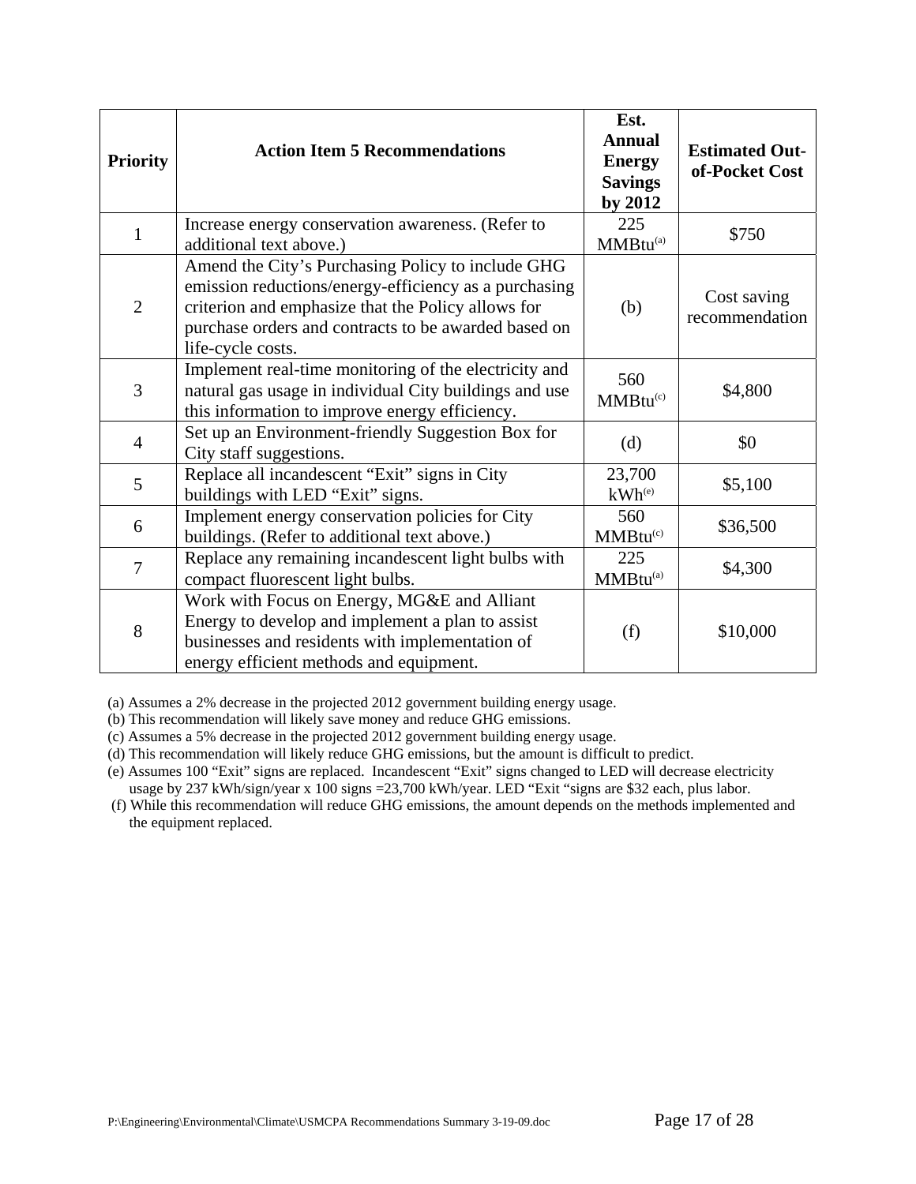| Priority | Action Item 5 Recommendations | Est. Annual Energy Savings by 2012 | Estimated Out-of-Pocket Cost |
|---|---|---|---|
| 1 | Increase energy conservation awareness. (Refer to additional text above.) | 225 MMBtu[(a)] | $750 |
| 2 | Amend the City's Purchasing Policy to include GHG emission reductions/energy-efficiency as a purchasing criterion and emphasize that the Policy allows for purchase orders and contracts to be awarded based on life-cycle costs. | (b) | Cost saving recommendation |
| 3 | Implement real-time monitoring of the electricity and natural gas usage in individual City buildings and use this information to improve energy efficiency. | 560 MMBtu[(c)] | $4,800 |
| 4 | Set up an Environment-friendly Suggestion Box for City staff suggestions. | (d) | $0 |
| 5 | Replace all incandescent "Exit" signs in City buildings with LED "Exit" signs. | 23,700 kWh[(e)] | $5,100 |
| 6 | Implement energy conservation policies for City buildings. (Refer to additional text above.) | 560 MMBtu[(c)] | $36,500 |
| 7 | Replace any remaining incandescent light bulbs with compact fluorescent light bulbs. | 225 MMBtu[(a)] | $4,300 |
| 8 | Work with Focus on Energy, MG&E and Alliant Energy to develop and implement a plan to assist businesses and residents with implementation of energy efficient methods and equipment. | (f) | $10,000 |

(a) Assumes a 2% decrease in the projected 2012 government building energy usage.
(b) This recommendation will likely save money and reduce GHG emissions.
(c) Assumes a 5% decrease in the projected 2012 government building energy usage.
(d) This recommendation will likely reduce GHG emissions, but the amount is difficult to predict.
(e) Assumes 100 "Exit" signs are replaced. Incandescent "Exit" signs changed to LED will decrease electricity usage by 237 kWh/sign/year x 100 signs =23,700 kWh/year. LED "Exit "signs are $32 each, plus labor.
(f) While this recommendation will reduce GHG emissions, the amount depends on the methods implemented and the equipment replaced.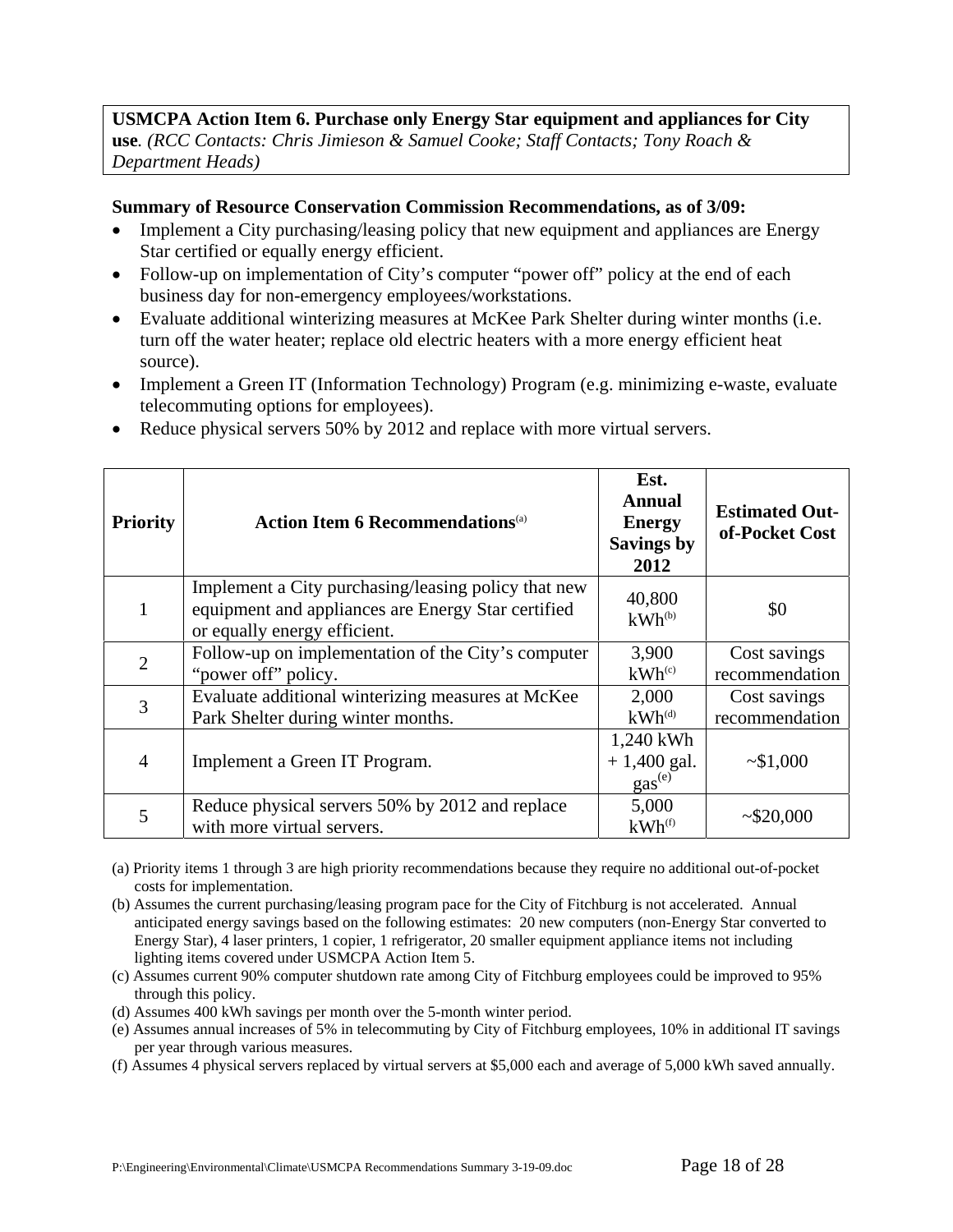**USMCPA Action Item 6. Purchase only Energy Star equipment and appliances for City use**. *(RCC Contacts: Chris Jimieson & Samuel Cooke; Staff Contacts; Tony Roach & Department Heads)*

**Summary of Resource Conservation Commission Recommendations, as of 3/09:**

- Implement a City purchasing/leasing policy that new equipment and appliances are Energy Star certified or equally energy efficient.
- Follow-up on implementation of City's computer "power off" policy at the end of each business day for non-emergency employees/workstations.
- Evaluate additional winterizing measures at McKee Park Shelter during winter months (i.e. turn off the water heater; replace old electric heaters with a more energy efficient heat source).
- Implement a Green IT (Information Technology) Program (e.g. minimizing e-waste, evaluate telecommuting options for employees).
- Reduce physical servers 50% by 2012 and replace with more virtual servers.

| Priority | Action Item 6 Recommendations[(a)] | Est. Annual Energy Savings by 2012 | Estimated Out-of-Pocket Cost |
|---|---|---|---|
| 1 | Implement a City purchasing/leasing policy that new equipment and appliances are Energy Star certified or equally energy efficient. | 40,800 kWh[(b)] | $0 |
| 2 | Follow-up on implementation of the City's computer "power off" policy. | 3,900 kWh[(c)] | Cost savings recommendation |
| 3 | Evaluate additional winterizing measures at McKee Park Shelter during winter months. | 2,000 kWh[(d)] | Cost savings recommendation |
| 4 | Implement a Green IT Program. | 1,240 kWh + 1,400 gal. gas[(e)] | ~$1,000 |
| 5 | Reduce physical servers 50% by 2012 and replace with more virtual servers. | 5,000 kWh[(f)] | ~$20,000 |

(a) Priority items 1 through 3 are high priority recommendations because they require no additional out-of-pocket costs for implementation.

(b) Assumes the current purchasing/leasing program pace for the City of Fitchburg is not accelerated. Annual anticipated energy savings based on the following estimates: 20 new computers (non-Energy Star converted to Energy Star), 4 laser printers, 1 copier, 1 refrigerator, 20 smaller equipment appliance items not including lighting items covered under USMCPA Action Item 5.

(c) Assumes current 90% computer shutdown rate among City of Fitchburg employees could be improved to 95% through this policy.

(d) Assumes 400 kWh savings per month over the 5-month winter period.

(e) Assumes annual increases of 5% in telecommuting by City of Fitchburg employees, 10% in additional IT savings per year through various measures.

(f) Assumes 4 physical servers replaced by virtual servers at $5,000 each and average of 5,000 kWh saved annually.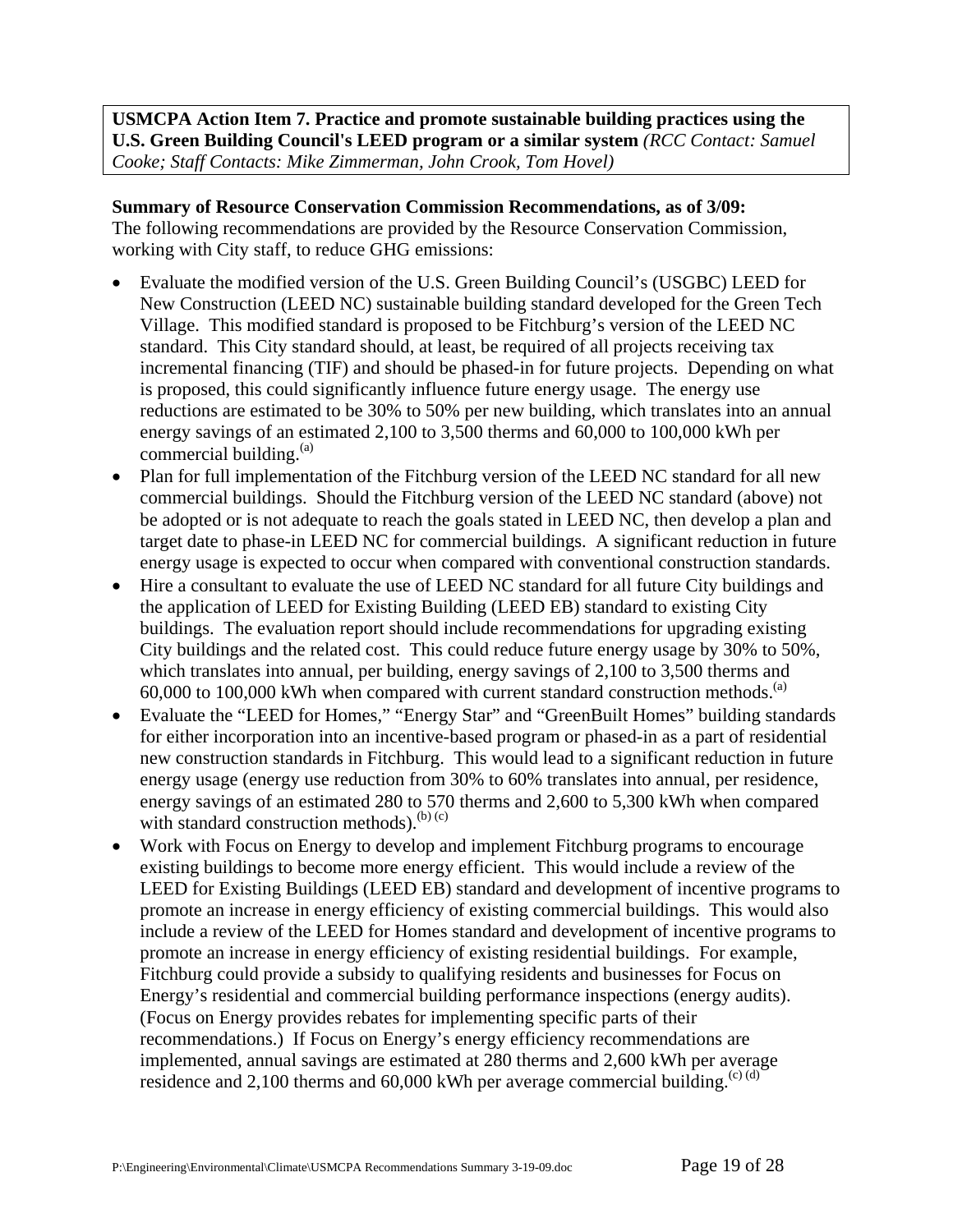**USMCPA Action Item 7. Practice and promote sustainable building practices using the U.S. Green Building Council's LEED program or a similar system** *(RCC Contact: Samuel Cooke; Staff Contacts: Mike Zimmerman, John Crook, Tom Hovel)*

**Summary of Resource Conservation Commission Recommendations, as of 3/09:**
The following recommendations are provided by the Resource Conservation Commission, working with City staff, to reduce GHG emissions:

- Evaluate the modified version of the U.S. Green Building Council's (USGBC) LEED for New Construction (LEED NC) sustainable building standard developed for the Green Tech Village. This modified standard is proposed to be Fitchburg's version of the LEED NC standard. This City standard should, at least, be required of all projects receiving tax incremental financing (TIF) and should be phased-in for future projects. Depending on what is proposed, this could significantly influence future energy usage. The energy use reductions are estimated to be 30% to 50% per new building, which translates into an annual energy savings of an estimated 2,100 to 3,500 therms and 60,000 to 100,000 kWh per commercial building.[a]
- Plan for full implementation of the Fitchburg version of the LEED NC standard for all new commercial buildings. Should the Fitchburg version of the LEED NC standard (above) not be adopted or is not adequate to reach the goals stated in LEED NC, then develop a plan and target date to phase-in LEED NC for commercial buildings. A significant reduction in future energy usage is expected to occur when compared with conventional construction standards.
- Hire a consultant to evaluate the use of LEED NC standard for all future City buildings and the application of LEED for Existing Building (LEED EB) standard to existing City buildings. The evaluation report should include recommendations for upgrading existing City buildings and the related cost. This could reduce future energy usage by 30% to 50%, which translates into annual, per building, energy savings of 2,100 to 3,500 therms and 60,000 to 100,000 kWh when compared with current standard construction methods.[a]
- Evaluate the "LEED for Homes," "Energy Star" and "GreenBuilt Homes" building standards for either incorporation into an incentive-based program or phased-in as a part of residential new construction standards in Fitchburg. This would lead to a significant reduction in future energy usage (energy use reduction from 30% to 60% translates into annual, per residence, energy savings of an estimated 280 to 570 therms and 2,600 to 5,300 kWh when compared with standard construction methods).[b] [c]
- Work with Focus on Energy to develop and implement Fitchburg programs to encourage existing buildings to become more energy efficient. This would include a review of the LEED for Existing Buildings (LEED EB) standard and development of incentive programs to promote an increase in energy efficiency of existing commercial buildings. This would also include a review of the LEED for Homes standard and development of incentive programs to promote an increase in energy efficiency of existing residential buildings. For example, Fitchburg could provide a subsidy to qualifying residents and businesses for Focus on Energy's residential and commercial building performance inspections (energy audits). (Focus on Energy provides rebates for implementing specific parts of their recommendations.) If Focus on Energy's energy efficiency recommendations are implemented, annual savings are estimated at 280 therms and 2,600 kWh per average residence and 2,100 therms and 60,000 kWh per average commercial building.[c] [d]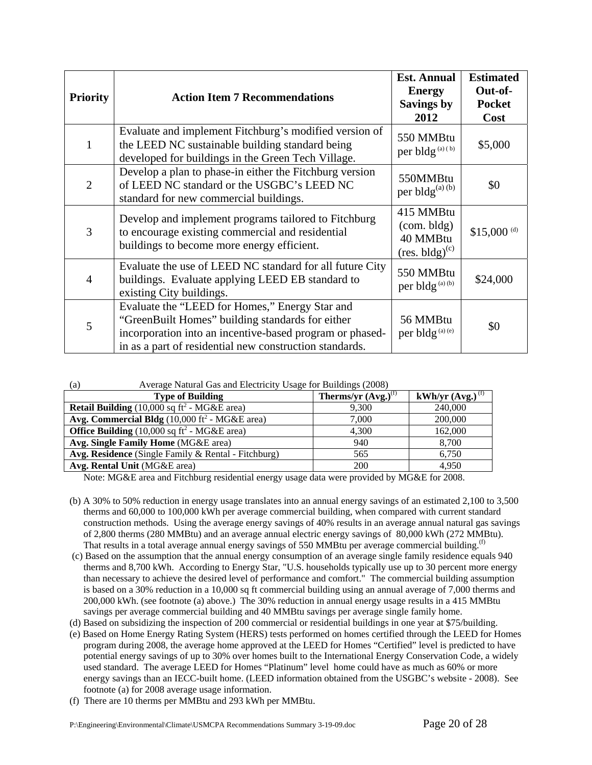| Priority | Action Item 7 Recommendations | Est. Annual Energy Savings by 2012 | Estimated Out-of-Pocket Cost |
|---|---|---|---|
| 1 | Evaluate and implement Fitchburg's modified version of the LEED NC sustainable building standard being developed for buildings in the Green Tech Village. | 550 MMBtu per bldg [(a) (b)] | $5,000 |
| 2 | Develop a plan to phase-in either the Fitchburg version of LEED NC standard or the USGBC's LEED NC standard for new commercial buildings. | 550MMBtu per bldg[(a) (b)] | $0 |
| 3 | Develop and implement programs tailored to Fitchburg to encourage existing commercial and residential buildings to become more energy efficient. | 415 MMBtu (com. bldg) 40 MMBtu (res. bldg)[(c)] | $15,000 [(d)] |
| 4 | Evaluate the use of LEED NC standard for all future City buildings. Evaluate applying LEED EB standard to existing City buildings. | 550 MMBtu per bldg [(a) (b)] | $24,000 |
| 5 | Evaluate the "LEED for Homes," Energy Star and "GreenBuilt Homes" building standards for either incorporation into an incentive-based program or phased-in as a part of residential new construction standards. | 56 MMBtu per bldg [(a) (e)] | $0 |

(a) Average Natural Gas and Electricity Usage for Buildings (2008)

| Type of Building | Therms/yr (Avg.)[(f)] | kWh/yr (Avg.)[(f)] |
|---|---|---|
| **Retail Building** (10,000 sq ft$^2$ - MG&E area) | 9,300 | 240,000 |
| **Avg. Commercial Bldg** (10,000 ft$^2$ - MG&E area) | 7,000 | 200,000 |
| **Office Building** (10,000 sq ft$^2$ - MG&E area) | 4,300 | 162,000 |
| **Avg. Single Family Home** (MG&E area) | 940 | 8,700 |
| **Avg. Residence** (Single Family & Rental - Fitchburg) | 565 | 6,750 |
| **Avg. Rental Unit** (MG&E area) | 200 | 4,950 |

Note: MG&E area and Fitchburg residential energy usage data were provided by MG&E for 2008.

(b) A 30% to 50% reduction in energy usage translates into an annual energy savings of an estimated 2,100 to 3,500 therms and 60,000 to 100,000 kWh per average commercial building, when compared with current standard construction methods. Using the average energy savings of 40% results in an average annual natural gas savings of 2,800 therms (280 MMBtu) and an average annual electric energy savings of 80,000 kWh (272 MMBtu). That results in a total average annual energy savings of 550 MMBtu per average commercial building.[(f)]

(c) Based on the assumption that the annual energy consumption of an average single family residence equals 940 therms and 8,700 kWh. According to Energy Star, "U.S. households typically use up to 30 percent more energy than necessary to achieve the desired level of performance and comfort." The commercial building assumption is based on a 30% reduction in a 10,000 sq ft commercial building using an annual average of 7,000 therms and 200,000 kWh. (see footnote (a) above.) The 30% reduction in annual energy usage results in a 415 MMBtu savings per average commercial building and 40 MMBtu savings per average single family home.

(d) Based on subsidizing the inspection of 200 commercial or residential buildings in one year at $75/building.

(e) Based on Home Energy Rating System (HERS) tests performed on homes certified through the LEED for Homes program during 2008, the average home approved at the LEED for Homes "Certified" level is predicted to have potential energy savings of up to 30% over homes built to the International Energy Conservation Code, a widely used standard. The average LEED for Homes "Platinum" level home could have as much as 60% or more energy savings than an IECC-built home. (LEED information obtained from the USGBC's website - 2008). See footnote (a) for 2008 average usage information.

(f) There are 10 therms per MMBtu and 293 kWh per MMBtu.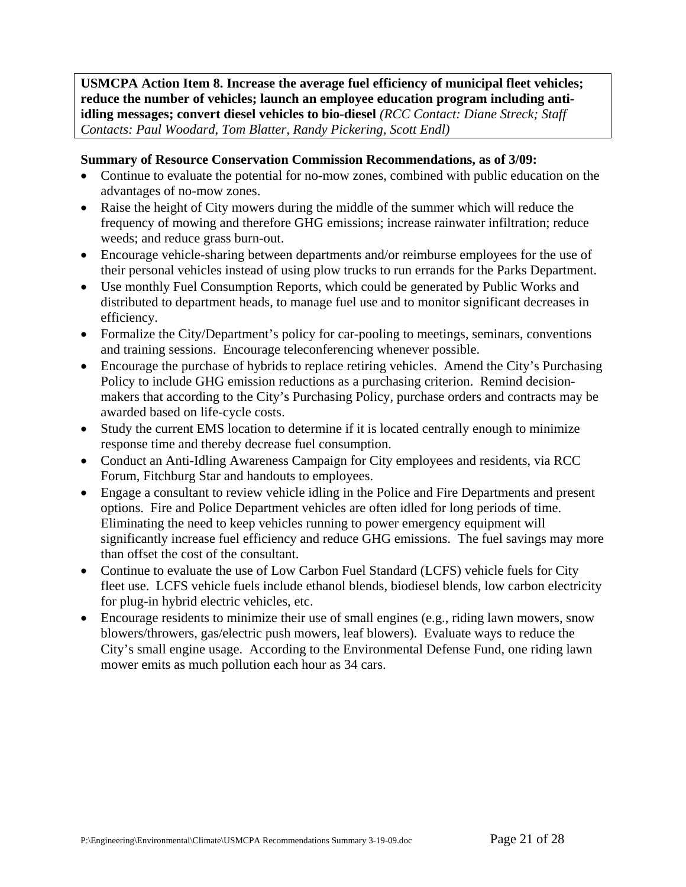**USMCPA Action Item 8. Increase the average fuel efficiency of municipal fleet vehicles; reduce the number of vehicles; launch an employee education program including anti-idling messages; convert diesel vehicles to bio-diesel** *(RCC Contact: Diane Streck; Staff Contacts: Paul Woodard, Tom Blatter, Randy Pickering, Scott Endl)*

**Summary of Resource Conservation Commission Recommendations, as of 3/09:**

- Continue to evaluate the potential for no-mow zones, combined with public education on the advantages of no-mow zones.
- Raise the height of City mowers during the middle of the summer which will reduce the frequency of mowing and therefore GHG emissions; increase rainwater infiltration; reduce weeds; and reduce grass burn-out.
- Encourage vehicle-sharing between departments and/or reimburse employees for the use of their personal vehicles instead of using plow trucks to run errands for the Parks Department.
- Use monthly Fuel Consumption Reports, which could be generated by Public Works and distributed to department heads, to manage fuel use and to monitor significant decreases in efficiency.
- Formalize the City/Department's policy for car-pooling to meetings, seminars, conventions and training sessions. Encourage teleconferencing whenever possible.
- Encourage the purchase of hybrids to replace retiring vehicles. Amend the City's Purchasing Policy to include GHG emission reductions as a purchasing criterion. Remind decision-makers that according to the City's Purchasing Policy, purchase orders and contracts may be awarded based on life-cycle costs.
- Study the current EMS location to determine if it is located centrally enough to minimize response time and thereby decrease fuel consumption.
- Conduct an Anti-Idling Awareness Campaign for City employees and residents, via RCC Forum, Fitchburg Star and handouts to employees.
- Engage a consultant to review vehicle idling in the Police and Fire Departments and present options. Fire and Police Department vehicles are often idled for long periods of time. Eliminating the need to keep vehicles running to power emergency equipment will significantly increase fuel efficiency and reduce GHG emissions. The fuel savings may more than offset the cost of the consultant.
- Continue to evaluate the use of Low Carbon Fuel Standard (LCFS) vehicle fuels for City fleet use. LCFS vehicle fuels include ethanol blends, biodiesel blends, low carbon electricity for plug-in hybrid electric vehicles, etc.
- Encourage residents to minimize their use of small engines (e.g., riding lawn mowers, snow blowers/throwers, gas/electric push mowers, leaf blowers). Evaluate ways to reduce the City's small engine usage. According to the Environmental Defense Fund, one riding lawn mower emits as much pollution each hour as 34 cars.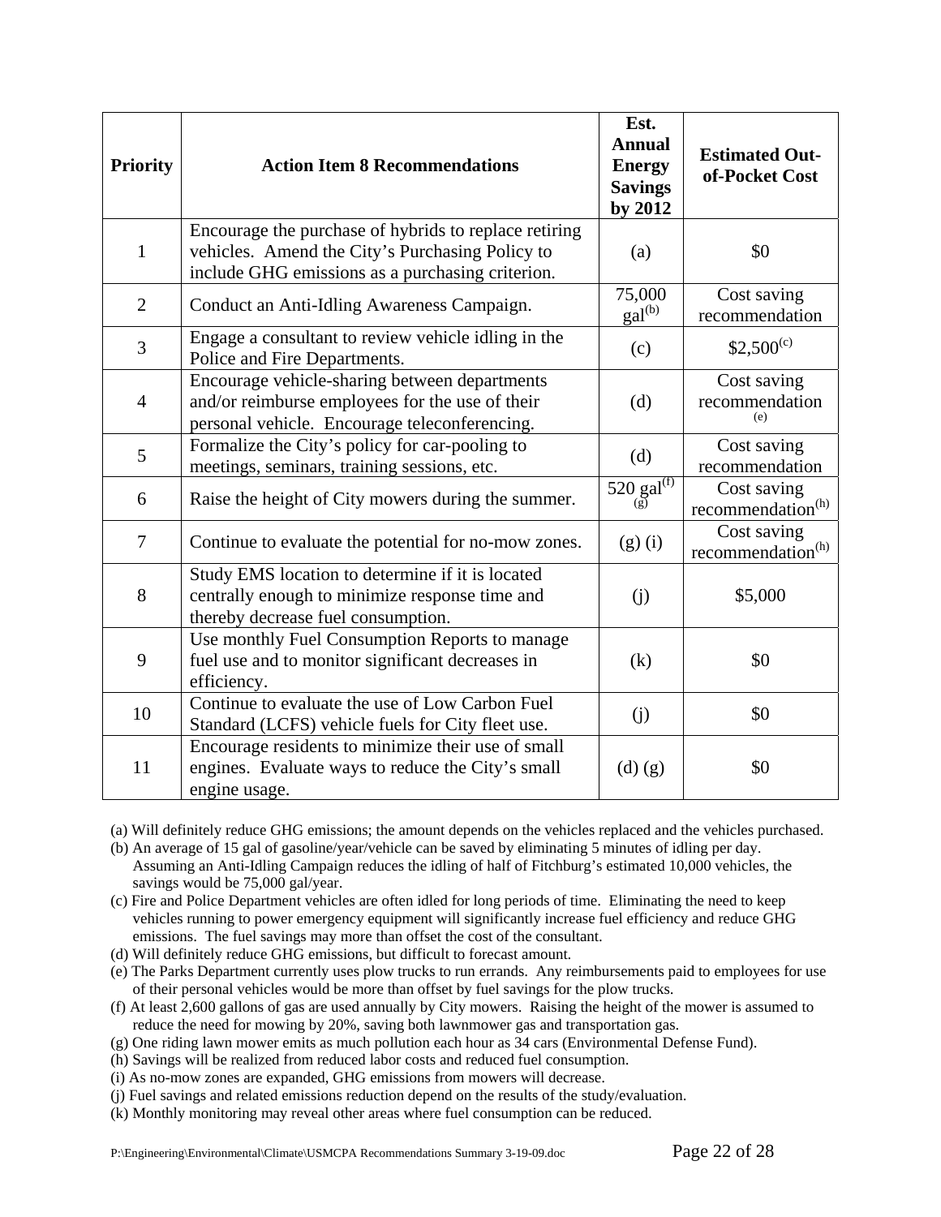| Priority | Action Item 8 Recommendations | Est. Annual Energy Savings by 2012 | Estimated Out-of-Pocket Cost |
|---|---|---|---|
| 1 | Encourage the purchase of hybrids to replace retiring vehicles. Amend the City's Purchasing Policy to include GHG emissions as a purchasing criterion. | (a) | $0 |
| 2 | Conduct an Anti-Idling Awareness Campaign. | 75,000 gal[(b)] | Cost saving recommendation |
| 3 | Engage a consultant to review vehicle idling in the Police and Fire Departments. | (c) | $2,500[(c)] |
| 4 | Encourage vehicle-sharing between departments and/or reimburse employees for the use of their personal vehicle. Encourage teleconferencing. | (d) | Cost saving recommendation [(e)] |
| 5 | Formalize the City's policy for car-pooling to meetings, seminars, training sessions, etc. | (d) | Cost saving recommendation |
| 6 | Raise the height of City mowers during the summer. | 520 gal[(f)] [(g)] | Cost saving recommendation[(h)] |
| 7 | Continue to evaluate the potential for no-mow zones. | (g) (i) | Cost saving recommendation[(h)] |
| 8 | Study EMS location to determine if it is located centrally enough to minimize response time and thereby decrease fuel consumption. | (j) | $5,000 |
| 9 | Use monthly Fuel Consumption Reports to manage fuel use and to monitor significant decreases in efficiency. | (k) | $0 |
| 10 | Continue to evaluate the use of Low Carbon Fuel Standard (LCFS) vehicle fuels for City fleet use. | (j) | $0 |
| 11 | Encourage residents to minimize their use of small engines. Evaluate ways to reduce the City's small engine usage. | (d) (g) | $0 |

(a) Will definitely reduce GHG emissions; the amount depends on the vehicles replaced and the vehicles purchased.

(b) An average of 15 gal of gasoline/year/vehicle can be saved by eliminating 5 minutes of idling per day. Assuming an Anti-Idling Campaign reduces the idling of half of Fitchburg's estimated 10,000 vehicles, the savings would be 75,000 gal/year.

(c) Fire and Police Department vehicles are often idled for long periods of time. Eliminating the need to keep vehicles running to power emergency equipment will significantly increase fuel efficiency and reduce GHG emissions. The fuel savings may more than offset the cost of the consultant.

(d) Will definitely reduce GHG emissions, but difficult to forecast amount.

(e) The Parks Department currently uses plow trucks to run errands. Any reimbursements paid to employees for use of their personal vehicles would be more than offset by fuel savings for the plow trucks.

(f) At least 2,600 gallons of gas are used annually by City mowers. Raising the height of the mower is assumed to reduce the need for mowing by 20%, saving both lawnmower gas and transportation gas.

(g) One riding lawn mower emits as much pollution each hour as 34 cars (Environmental Defense Fund).

(h) Savings will be realized from reduced labor costs and reduced fuel consumption.

(i) As no-mow zones are expanded, GHG emissions from mowers will decrease.

(j) Fuel savings and related emissions reduction depend on the results of the study/evaluation.

(k) Monthly monitoring may reveal other areas where fuel consumption can be reduced.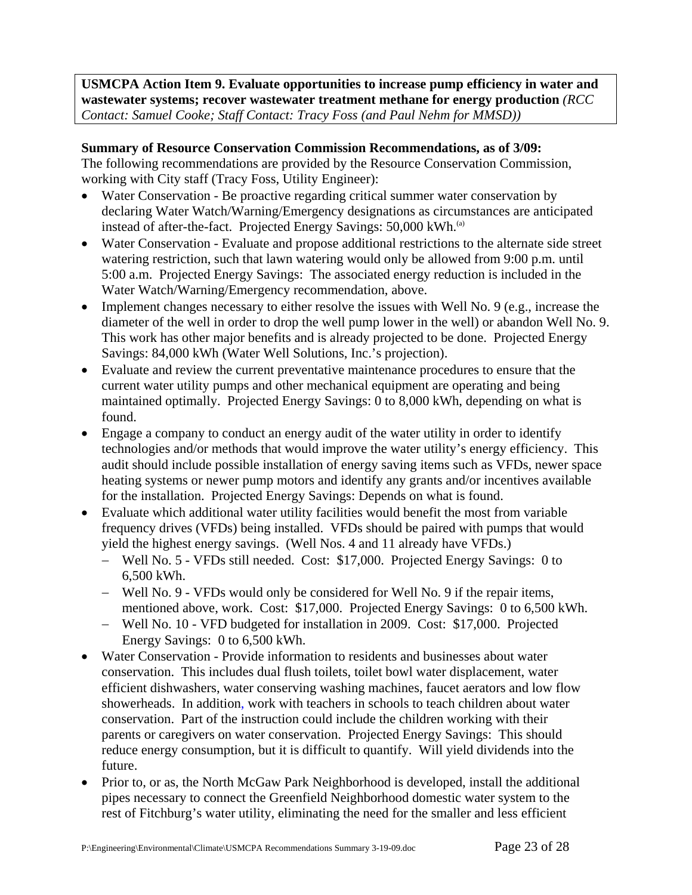**USMCPA Action Item 9. Evaluate opportunities to increase pump efficiency in water and wastewater systems; recover wastewater treatment methane for energy production** *(RCC Contact: Samuel Cooke; Staff Contact: Tracy Foss (and Paul Nehm for MMSD))*

**Summary of Resource Conservation Commission Recommendations, as of 3/09:**
The following recommendations are provided by the Resource Conservation Commission, working with City staff (Tracy Foss, Utility Engineer):

- Water Conservation - Be proactive regarding critical summer water conservation by declaring Water Watch/Warning/Emergency designations as circumstances are anticipated instead of after-the-fact. Projected Energy Savings: 50,000 kWh.[a]
- Water Conservation - Evaluate and propose additional restrictions to the alternate side street watering restriction, such that lawn watering would only be allowed from 9:00 p.m. until 5:00 a.m. Projected Energy Savings: The associated energy reduction is included in the Water Watch/Warning/Emergency recommendation, above.
- Implement changes necessary to either resolve the issues with Well No. 9 (e.g., increase the diameter of the well in order to drop the well pump lower in the well) or abandon Well No. 9. This work has other major benefits and is already projected to be done. Projected Energy Savings: 84,000 kWh (Water Well Solutions, Inc.'s projection).
- Evaluate and review the current preventative maintenance procedures to ensure that the current water utility pumps and other mechanical equipment are operating and being maintained optimally. Projected Energy Savings: 0 to 8,000 kWh, depending on what is found.
- Engage a company to conduct an energy audit of the water utility in order to identify technologies and/or methods that would improve the water utility's energy efficiency. This audit should include possible installation of energy saving items such as VFDs, newer space heating systems or newer pump motors and identify any grants and/or incentives available for the installation. Projected Energy Savings: Depends on what is found.
- Evaluate which additional water utility facilities would benefit the most from variable frequency drives (VFDs) being installed. VFDs should be paired with pumps that would yield the highest energy savings. (Well Nos. 4 and 11 already have VFDs.)
  - Well No. 5 - VFDs still needed. Cost: $17,000. Projected Energy Savings: 0 to 6,500 kWh.
  - Well No. 9 - VFDs would only be considered for Well No. 9 if the repair items, mentioned above, work. Cost: $17,000. Projected Energy Savings: 0 to 6,500 kWh.
  - Well No. 10 - VFD budgeted for installation in 2009. Cost: $17,000. Projected Energy Savings: 0 to 6,500 kWh.
- Water Conservation - Provide information to residents and businesses about water conservation. This includes dual flush toilets, toilet bowl water displacement, water efficient dishwashers, water conserving washing machines, faucet aerators and low flow showerheads. In addition, work with teachers in schools to teach children about water conservation. Part of the instruction could include the children working with their parents or caregivers on water conservation. Projected Energy Savings: This should reduce energy consumption, but it is difficult to quantify. Will yield dividends into the future.
- Prior to, or as, the North McGaw Park Neighborhood is developed, install the additional pipes necessary to connect the Greenfield Neighborhood domestic water system to the rest of Fitchburg's water utility, eliminating the need for the smaller and less efficient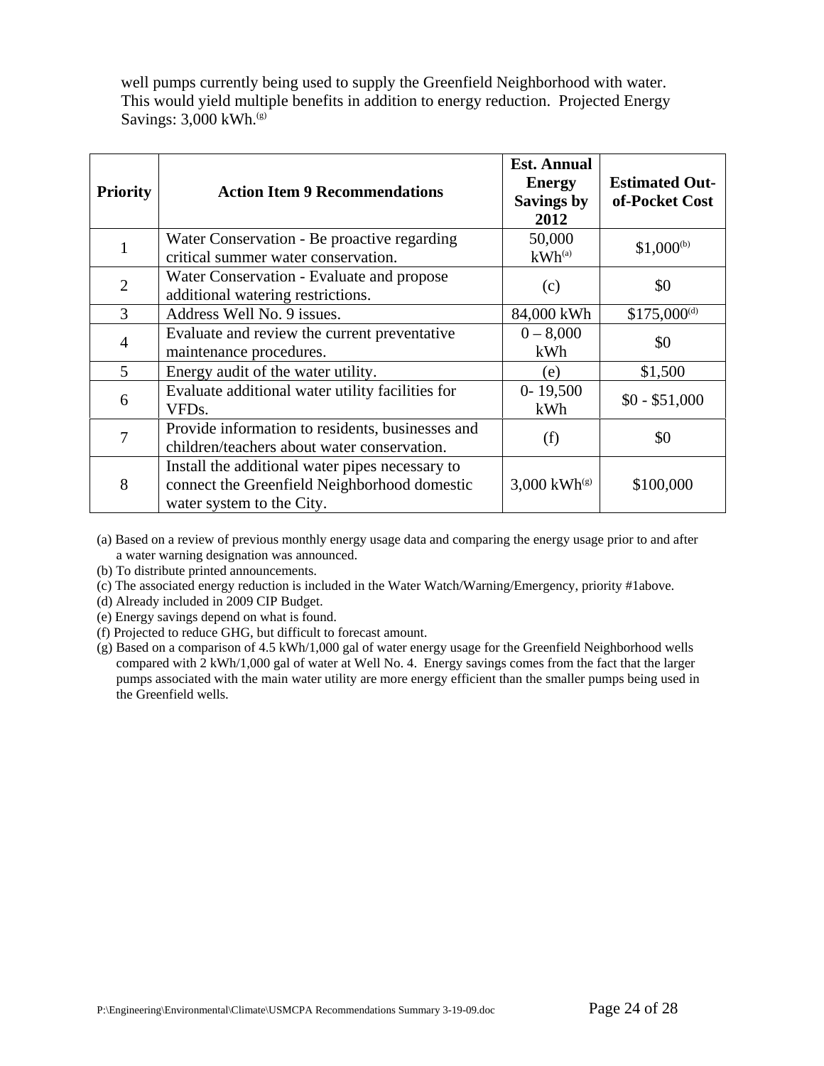well pumps currently being used to supply the Greenfield Neighborhood with water. This would yield multiple benefits in addition to energy reduction. Projected Energy Savings: 3,000 kWh.[g]

| Priority | Action Item 9 Recommendations | Est. Annual Energy Savings by 2012 | Estimated Out-of-Pocket Cost |
|---|---|---|---|
| 1 | Water Conservation - Be proactive regarding critical summer water conservation. | 50,000 kWh[a] | $1,000[b] |
| 2 | Water Conservation - Evaluate and propose additional watering restrictions. | (c) | $0 |
| 3 | Address Well No. 9 issues. | 84,000 kWh | $175,000[d] |
| 4 | Evaluate and review the current preventative maintenance procedures. | 0 – 8,000 kWh | $0 |
| 5 | Energy audit of the water utility. | (e) | $1,500 |
| 6 | Evaluate additional water utility facilities for VFDs. | 0- 19,500 kWh | $0 - $51,000 |
| 7 | Provide information to residents, businesses and children/teachers about water conservation. | (f) | $0 |
| 8 | Install the additional water pipes necessary to connect the Greenfield Neighborhood domestic water system to the City. | 3,000 kWh[g] | $100,000 |

(a) Based on a review of previous monthly energy usage data and comparing the energy usage prior to and after a water warning designation was announced.

(b) To distribute printed announcements.

(c) The associated energy reduction is included in the Water Watch/Warning/Emergency, priority #1above.

(d) Already included in 2009 CIP Budget.

(e) Energy savings depend on what is found.

(f) Projected to reduce GHG, but difficult to forecast amount.

(g) Based on a comparison of 4.5 kWh/1,000 gal of water energy usage for the Greenfield Neighborhood wells compared with 2 kWh/1,000 gal of water at Well No. 4. Energy savings comes from the fact that the larger pumps associated with the main water utility are more energy efficient than the smaller pumps being used in the Greenfield wells.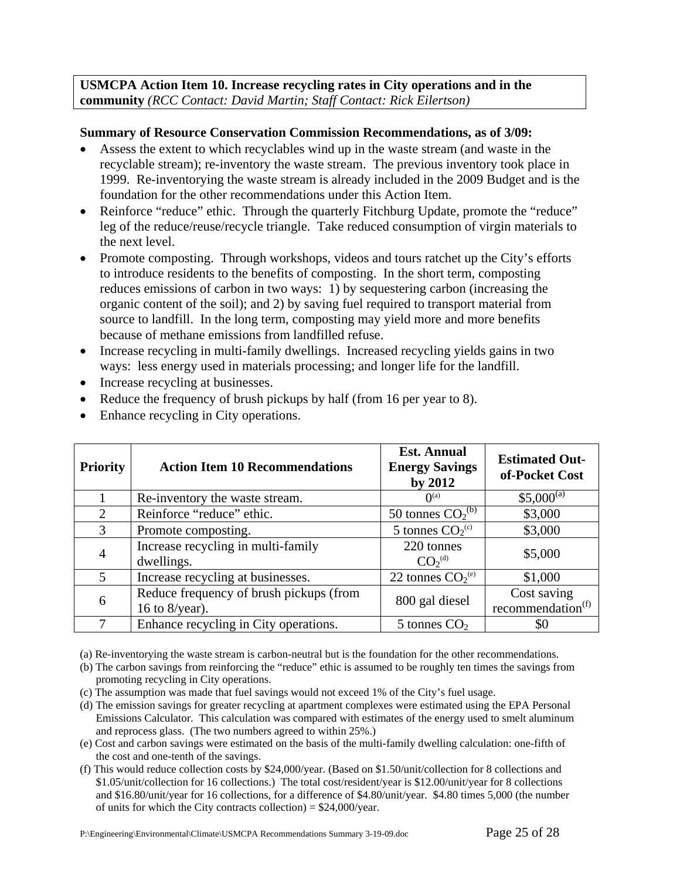**USMCPA Action Item 10. Increase recycling rates in City operations and in the community** *(RCC Contact: David Martin; Staff Contact: Rick Eilertson)*

**Summary of Resource Conservation Commission Recommendations, as of 3/09:**

- Assess the extent to which recyclables wind up in the waste stream (and waste in the recyclable stream); re-inventory the waste stream. The previous inventory took place in 1999. Re-inventorying the waste stream is already included in the 2009 Budget and is the foundation for the other recommendations under this Action Item.
- Reinforce "reduce" ethic. Through the quarterly Fitchburg Update, promote the "reduce" leg of the reduce/reuse/recycle triangle. Take reduced consumption of virgin materials to the next level.
- Promote composting. Through workshops, videos and tours ratchet up the City's efforts to introduce residents to the benefits of composting. In the short term, composting reduces emissions of carbon in two ways: 1) by sequestering carbon (increasing the organic content of the soil); and 2) by saving fuel required to transport material from source to landfill. In the long term, composting may yield more and more benefits because of methane emissions from landfilled refuse.
- Increase recycling in multi-family dwellings. Increased recycling yields gains in two ways: less energy used in materials processing; and longer life for the landfill.
- Increase recycling at businesses.
- Reduce the frequency of brush pickups by half (from 16 per year to 8).
- Enhance recycling in City operations.

| Priority | Action Item 10 Recommendations | Est. Annual Energy Savings by 2012 | Estimated Out-of-Pocket Cost |
|---|---|---|---|
| 1 | Re-inventory the waste stream. | 0[(a)] | $5,000[(a)] |
| 2 | Reinforce "reduce" ethic. | 50 tonnes $CO_2$[(b)] | $3,000 |
| 3 | Promote composting. | 5 tonnes $CO_2$[(c)] | $3,000 |
| 4 | Increase recycling in multi-family dwellings. | 220 tonnes $CO_2$[(d)] | $5,000 |
| 5 | Increase recycling at businesses. | 22 tonnes $CO_2$[(e)] | $1,000 |
| 6 | Reduce frequency of brush pickups (from 16 to 8/year). | 800 gal diesel | Cost saving recommendation[(f)] |
| 7 | Enhance recycling in City operations. | 5 tonnes $CO_2$ | $0 |

(a) Re-inventorying the waste stream is carbon-neutral but is the foundation for the other recommendations.

(b) The carbon savings from reinforcing the "reduce" ethic is assumed to be roughly ten times the savings from promoting recycling in City operations.

(c) The assumption was made that fuel savings would not exceed 1% of the City's fuel usage.

(d) The emission savings for greater recycling at apartment complexes were estimated using the EPA Personal Emissions Calculator. This calculation was compared with estimates of the energy used to smelt aluminum and reprocess glass. (The two numbers agreed to within 25%.)

(e) Cost and carbon savings were estimated on the basis of the multi-family dwelling calculation: one-fifth of the cost and one-tenth of the savings.

(f) This would reduce collection costs by $24,000/year. (Based on $1.50/unit/collection for 8 collections and $1.05/unit/collection for 16 collections.) The total cost/resident/year is $12.00/unit/year for 8 collections and $16.80/unit/year for 16 collections, for a difference of $4.80/unit/year. $4.80 times 5,000 (the number of units for which the City contracts collection) = $24,000/year.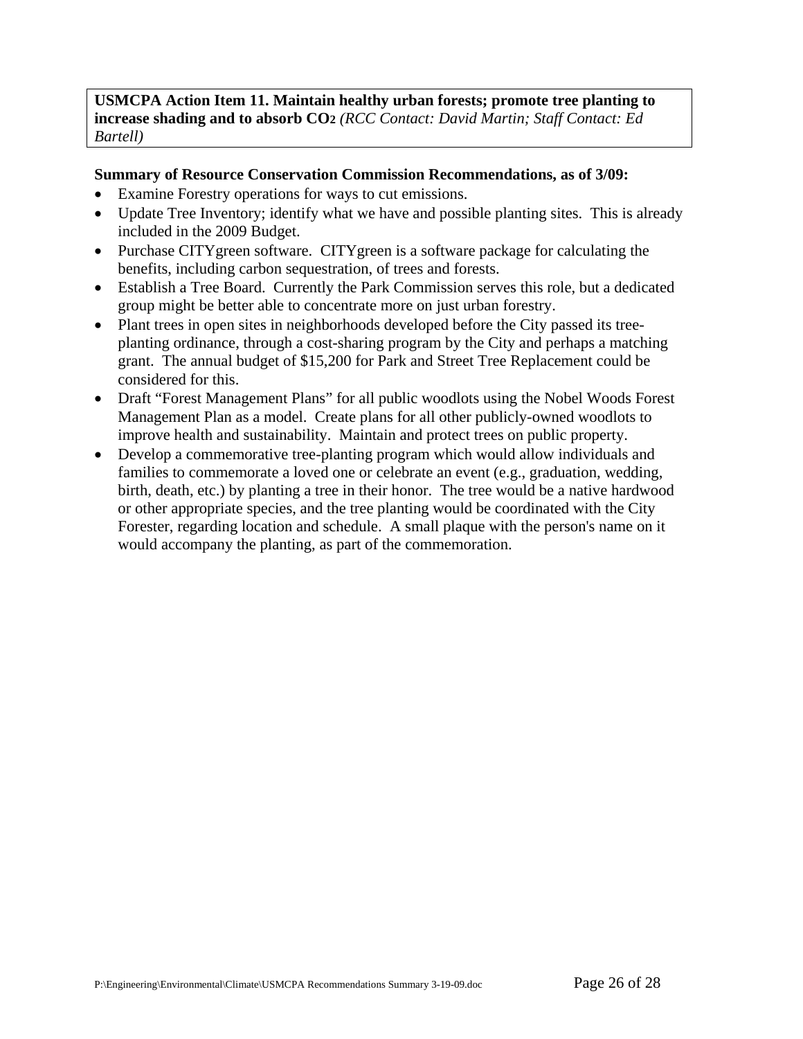**USMCPA Action Item 11. Maintain healthy urban forests; promote tree planting to increase shading and to absorb $CO_2$** *(RCC Contact: David Martin; Staff Contact: Ed Bartell)*

**Summary of Resource Conservation Commission Recommendations, as of 3/09:**

- Examine Forestry operations for ways to cut emissions.
- Update Tree Inventory; identify what we have and possible planting sites. This is already included in the 2009 Budget.
- Purchase CITYgreen software. CITYgreen is a software package for calculating the benefits, including carbon sequestration, of trees and forests.
- Establish a Tree Board. Currently the Park Commission serves this role, but a dedicated group might be better able to concentrate more on just urban forestry.
- Plant trees in open sites in neighborhoods developed before the City passed its tree-planting ordinance, through a cost-sharing program by the City and perhaps a matching grant. The annual budget of $15,200 for Park and Street Tree Replacement could be considered for this.
- Draft "Forest Management Plans" for all public woodlots using the Nobel Woods Forest Management Plan as a model. Create plans for all other publicly-owned woodlots to improve health and sustainability. Maintain and protect trees on public property.
- Develop a commemorative tree-planting program which would allow individuals and families to commemorate a loved one or celebrate an event (e.g., graduation, wedding, birth, death, etc.) by planting a tree in their honor. The tree would be a native hardwood or other appropriate species, and the tree planting would be coordinated with the City Forester, regarding location and schedule. A small plaque with the person's name on it would accompany the planting, as part of the commemoration.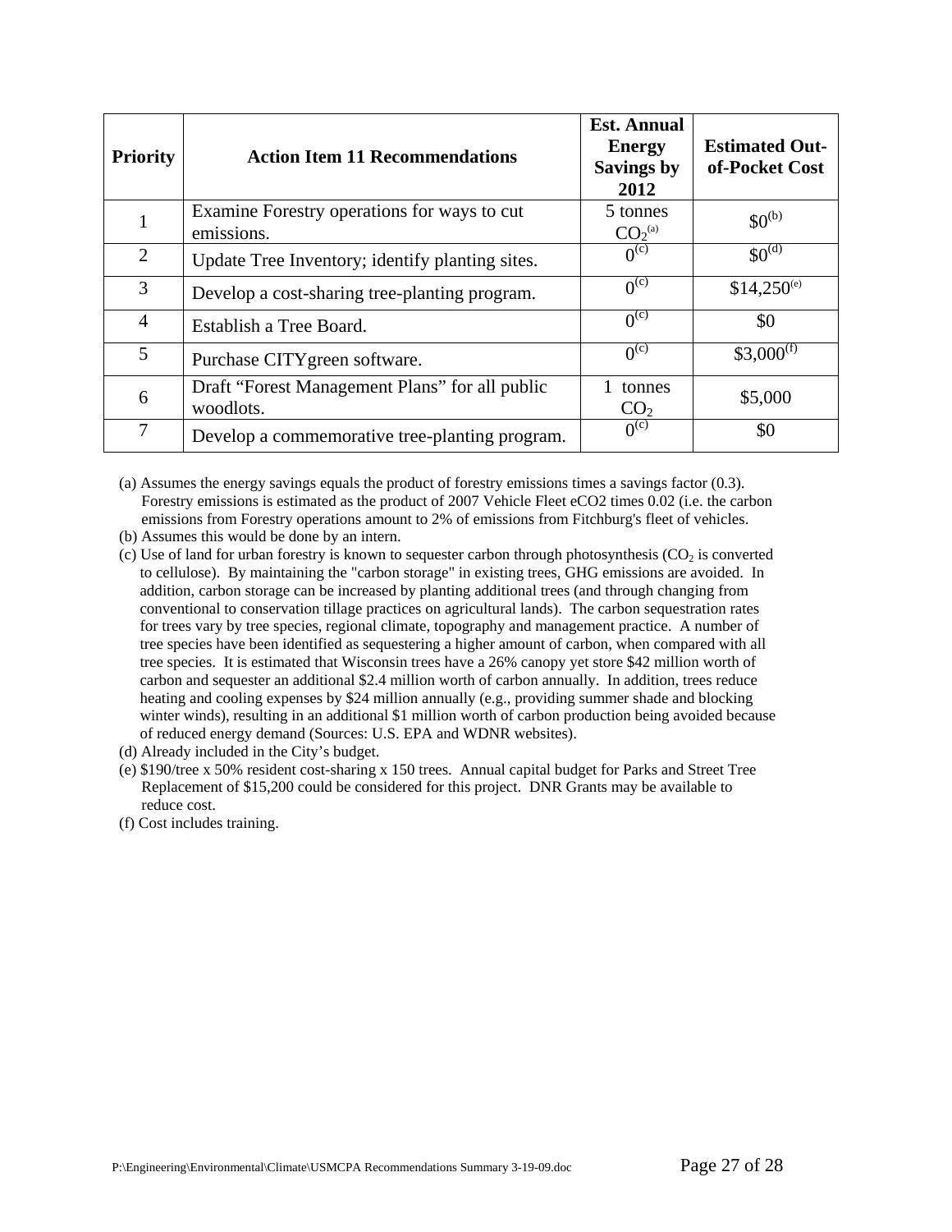| Priority | Action Item 11 Recommendations | Est. Annual Energy Savings by 2012 | Estimated Out-of-Pocket Cost |
|---|---|---|---|
| 1 | Examine Forestry operations for ways to cut emissions. | 5 tonnes $CO_2$[(a)] | $0[(b)] |
| 2 | Update Tree Inventory; identify planting sites. | 0[(c)] | $0[(d)] |
| 3 | Develop a cost-sharing tree-planting program. | 0[(c)] | $14,250[(e)] |
| 4 | Establish a Tree Board. | 0[(c)] | $0 |
| 5 | Purchase CITYgreen software. | 0[(c)] | $3,000[(f)] |
| 6 | Draft "Forest Management Plans" for all public woodlots. | 1 tonnes $CO_2$ | $5,000 |
| 7 | Develop a commemorative tree-planting program. | 0[(c)] | $0 |

(a) Assumes the energy savings equals the product of forestry emissions times a savings factor (0.3). Forestry emissions is estimated as the product of 2007 Vehicle Fleet eCO2 times 0.02 (i.e. the carbon emissions from Forestry operations amount to 2% of emissions from Fitchburg's fleet of vehicles.

(b) Assumes this would be done by an intern.

(c) Use of land for urban forestry is known to sequester carbon through photosynthesis ($CO_2$ is converted to cellulose). By maintaining the "carbon storage" in existing trees, GHG emissions are avoided. In addition, carbon storage can be increased by planting additional trees (and through changing from conventional to conservation tillage practices on agricultural lands). The carbon sequestration rates for trees vary by tree species, regional climate, topography and management practice. A number of tree species have been identified as sequestering a higher amount of carbon, when compared with all tree species. It is estimated that Wisconsin trees have a 26% canopy yet store $42 million worth of carbon and sequester an additional $2.4 million worth of carbon annually. In addition, trees reduce heating and cooling expenses by $24 million annually (e.g., providing summer shade and blocking winter winds), resulting in an additional $1 million worth of carbon production being avoided because of reduced energy demand (Sources: U.S. EPA and WDNR websites).

(d) Already included in the City's budget.

(e) $190/tree x 50% resident cost-sharing x 150 trees. Annual capital budget for Parks and Street Tree Replacement of $15,200 could be considered for this project. DNR Grants may be available to reduce cost.

(f) Cost includes training.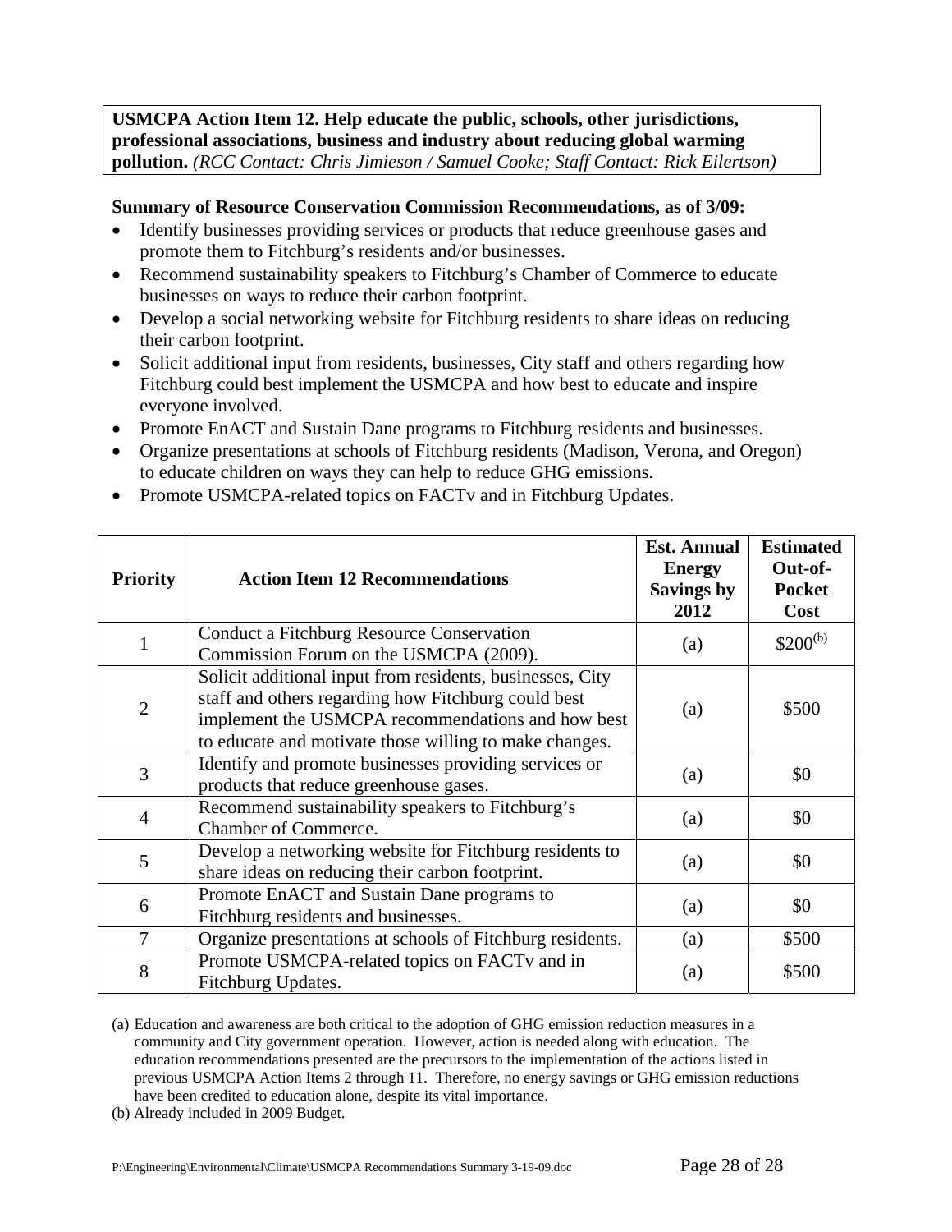**USMCPA Action Item 12. Help educate the public, schools, other jurisdictions, professional associations, business and industry about reducing global warming pollution.** *(RCC Contact: Chris Jimieson / Samuel Cooke; Staff Contact: Rick Eilertson)*

**Summary of Resource Conservation Commission Recommendations, as of 3/09:**

- Identify businesses providing services or products that reduce greenhouse gases and promote them to Fitchburg's residents and/or businesses.
- Recommend sustainability speakers to Fitchburg's Chamber of Commerce to educate businesses on ways to reduce their carbon footprint.
- Develop a social networking website for Fitchburg residents to share ideas on reducing their carbon footprint.
- Solicit additional input from residents, businesses, City staff and others regarding how Fitchburg could best implement the USMCPA and how best to educate and inspire everyone involved.
- Promote EnACT and Sustain Dane programs to Fitchburg residents and businesses.
- Organize presentations at schools of Fitchburg residents (Madison, Verona, and Oregon) to educate children on ways they can help to reduce GHG emissions.
- Promote USMCPA-related topics on FACTv and in Fitchburg Updates.

| Priority | Action Item 12 Recommendations | Est. Annual Energy Savings by 2012 | Estimated Out-of-Pocket Cost |
|---|---|---|---|
| 1 | Conduct a Fitchburg Resource Conservation Commission Forum on the USMCPA (2009). | (a) | $200[(b)] |
| 2 | Solicit additional input from residents, businesses, City staff and others regarding how Fitchburg could best implement the USMCPA recommendations and how best to educate and motivate those willing to make changes. | (a) | $500 |
| 3 | Identify and promote businesses providing services or products that reduce greenhouse gases. | (a) | $0 |
| 4 | Recommend sustainability speakers to Fitchburg's Chamber of Commerce. | (a) | $0 |
| 5 | Develop a networking website for Fitchburg residents to share ideas on reducing their carbon footprint. | (a) | $0 |
| 6 | Promote EnACT and Sustain Dane programs to Fitchburg residents and businesses. | (a) | $0 |
| 7 | Organize presentations at schools of Fitchburg residents. | (a) | $500 |
| 8 | Promote USMCPA-related topics on FACTv and in Fitchburg Updates. | (a) | $500 |

(a) Education and awareness are both critical to the adoption of GHG emission reduction measures in a community and City government operation. However, action is needed along with education. The education recommendations presented are the precursors to the implementation of the actions listed in previous USMCPA Action Items 2 through 11. Therefore, no energy savings or GHG emission reductions have been credited to education alone, despite its vital importance.

(b) Already included in 2009 Budget.

P:\Engineering\Environmental\Climate\USMCPA Recommendations Summary 3-19-09.doc